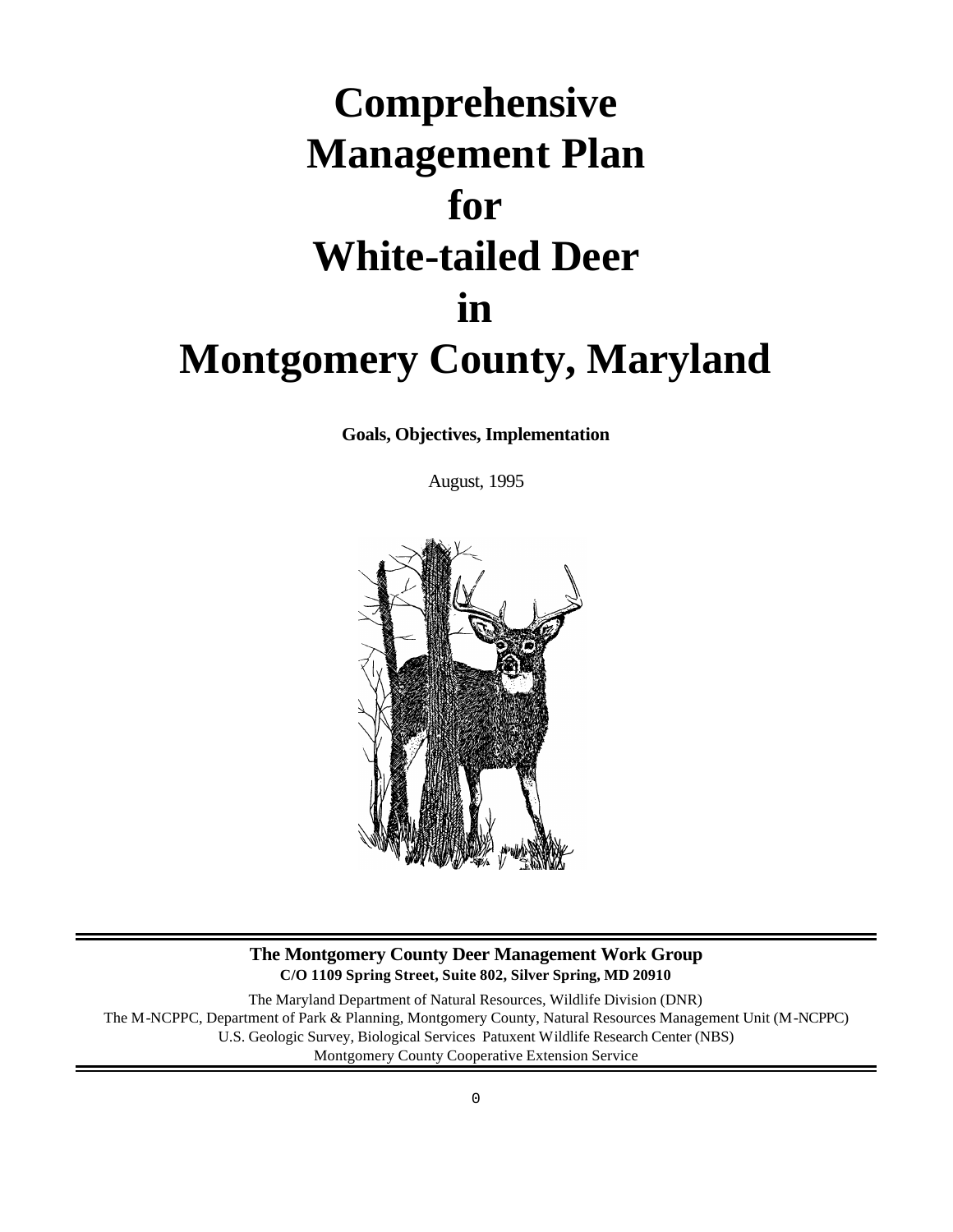# Comprehensive Management Plan for White-tailed Deer in Montgomery County, Maryland

**Goals, Objectives, Implementation**

August, 1995

**The Montgomery County Deer Management Work Group**
**C/O 1109 Spring Street, Suite 802, Silver Spring, MD 20910**

The Maryland Department of Natural Resources, Wildlife Division (DNR)
The M-NCPPC, Department of Park & Planning, Montgomery County, Natural Resources Management Unit (M-NCPPC)
U.S. Geologic Survey, Biological Services Patuxent Wildlife Research Center (NBS)
Montgomery County Cooperative Extension Service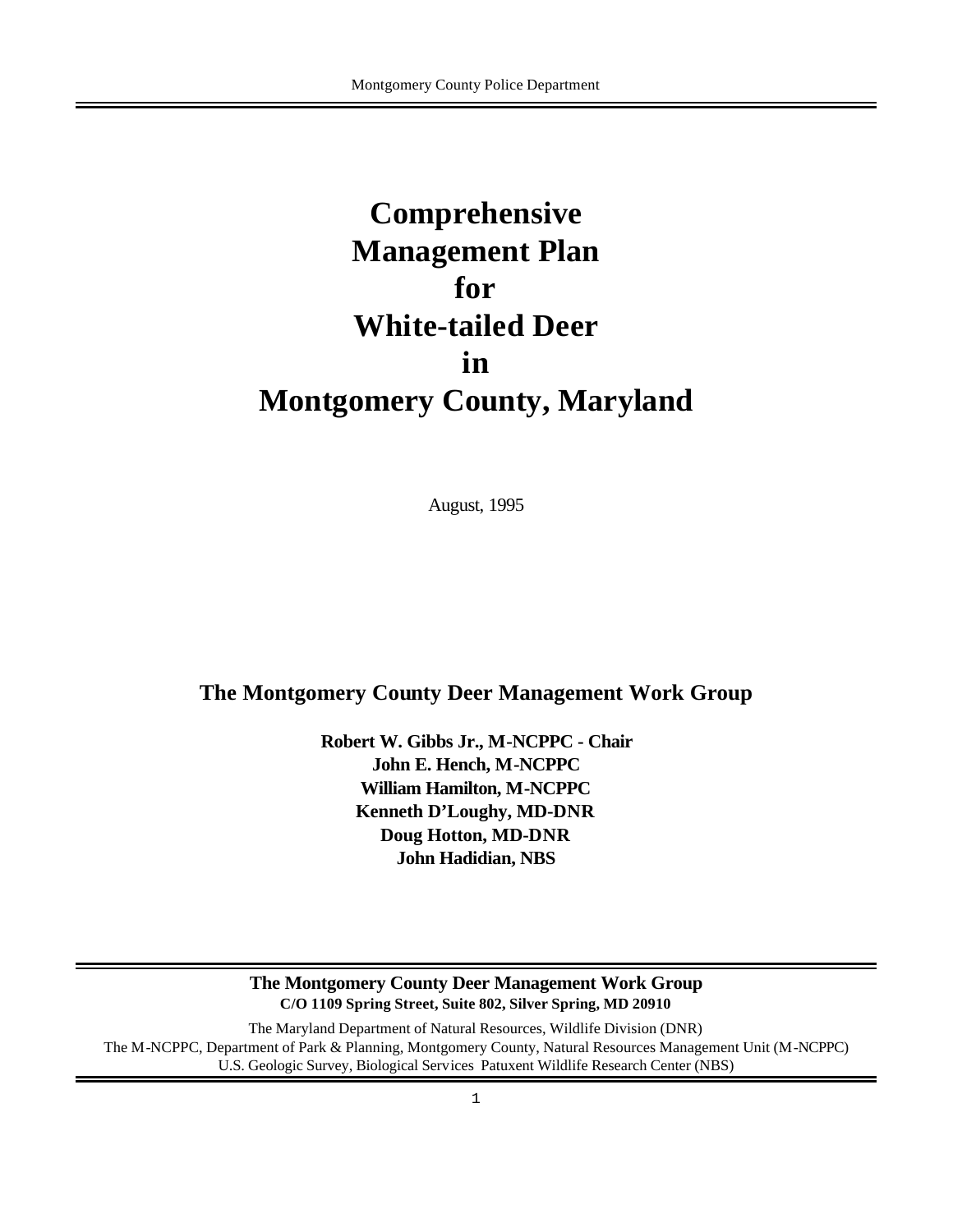# Comprehensive Management Plan for White-tailed Deer in Montgomery County, Maryland

August, 1995

**The Montgomery County Deer Management Work Group**

**Robert W. Gibbs Jr., M-NCPPC - Chair**
**John E. Hench, M-NCPPC**
**William Hamilton, M-NCPPC**
**Kenneth D'Loughy, MD-DNR**
**Doug Hotton, MD-DNR**
**John Hadidian, NBS**

**The Montgomery County Deer Management Work Group**
**C/O 1109 Spring Street, Suite 802, Silver Spring, MD 20910**

The Maryland Department of Natural Resources, Wildlife Division (DNR)
The M-NCPPC, Department of Park & Planning, Montgomery County, Natural Resources Management Unit (M-NCPPC)
U.S. Geologic Survey, Biological Services Patuxent Wildlife Research Center (NBS)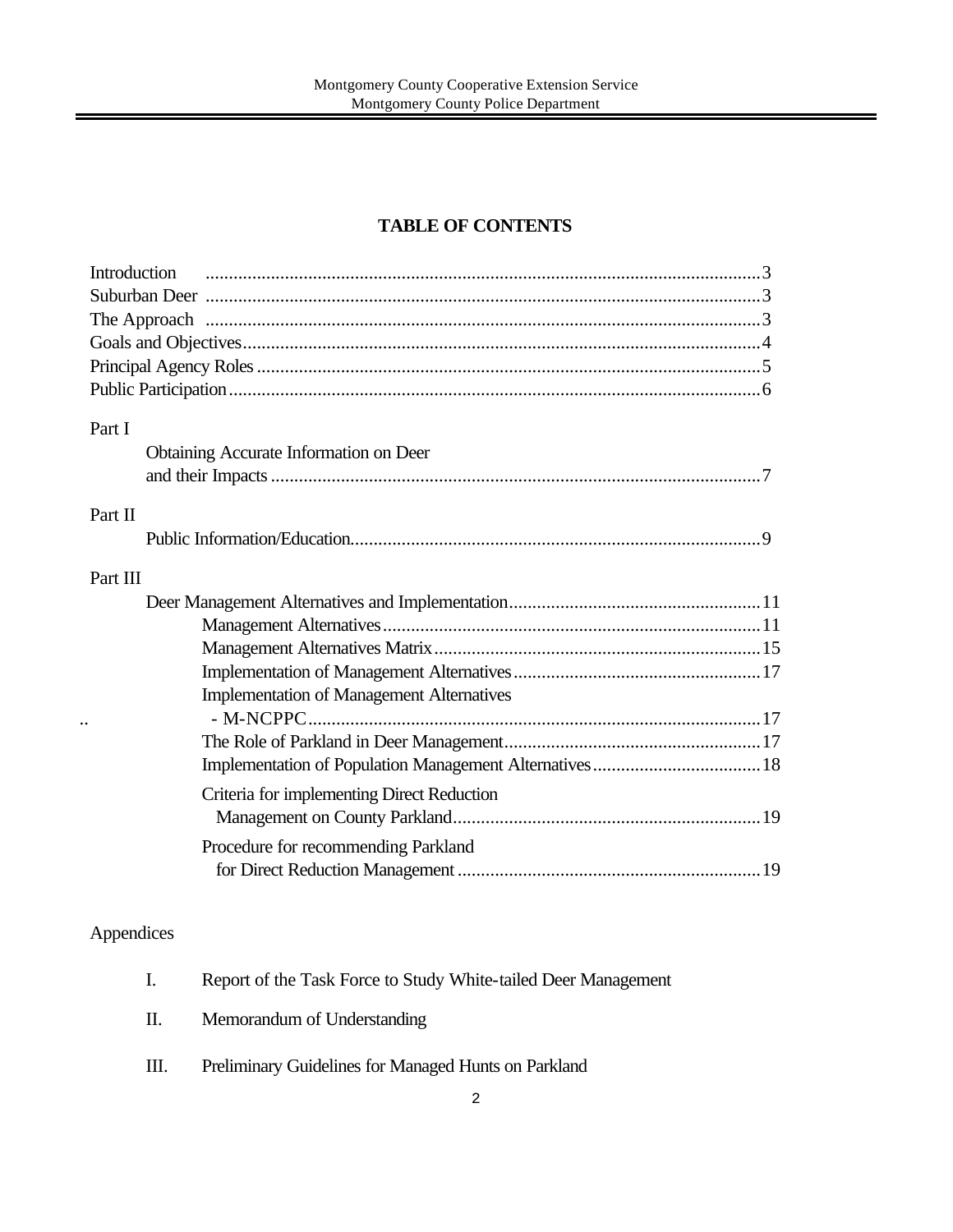# TABLE OF CONTENTS

Introduction ......................................................................................................3
Suburban Deer ......................................................................................................3
The Approach ......................................................................................................3
Goals and Objectives..............................................................................................4
Principal Agency Roles ...........................................................................................5
Public Participation.................................................................................................6

Part I

- Obtaining Accurate Information on Deer and their Impacts .........................................................................................7

Part II

- Public Information/Education.........................................................................9

Part III

- Deer Management Alternatives and Implementation.......................................11
  - Management Alternatives.................................................................11
  - Management Alternatives Matrix......................................................15
  - Implementation of Management Alternatives.....................................17
  - Implementation of Management Alternatives - M-NCPPC.................................................................17
  - The Role of Parkland in Deer Management.......................................17
  - Implementation of Population Management Alternatives....................18
  - Criteria for implementing Direct Reduction Management on County Parkland.................................................19
  - Procedure for recommending Parkland for Direct Reduction Management .................................................19

Appendices

I. Report of the Task Force to Study White-tailed Deer Management

II. Memorandum of Understanding

III. Preliminary Guidelines for Managed Hunts on Parkland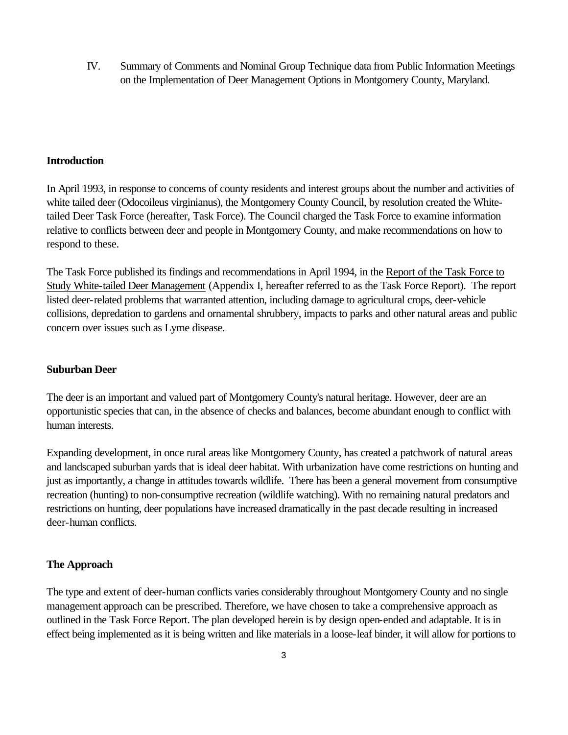IV. Summary of Comments and Nominal Group Technique data from Public Information Meetings on the Implementation of Deer Management Options in Montgomery County, Maryland.

## Introduction

In April 1993, in response to concerns of county residents and interest groups about the number and activities of white tailed deer (Odocoileus virginianus), the Montgomery County Council, by resolution created the White-tailed Deer Task Force (hereafter, Task Force). The Council charged the Task Force to examine information relative to conflicts between deer and people in Montgomery County, and make recommendations on how to respond to these.

The Task Force published its findings and recommendations in April 1994, in the Report of the Task Force to Study White-tailed Deer Management (Appendix I, hereafter referred to as the Task Force Report). The report listed deer-related problems that warranted attention, including damage to agricultural crops, deer-vehicle collisions, depredation to gardens and ornamental shrubbery, impacts to parks and other natural areas and public concern over issues such as Lyme disease.

## Suburban Deer

The deer is an important and valued part of Montgomery County's natural heritage. However, deer are an opportunistic species that can, in the absence of checks and balances, become abundant enough to conflict with human interests.

Expanding development, in once rural areas like Montgomery County, has created a patchwork of natural areas and landscaped suburban yards that is ideal deer habitat. With urbanization have come restrictions on hunting and just as importantly, a change in attitudes towards wildlife. There has been a general movement from consumptive recreation (hunting) to non-consumptive recreation (wildlife watching). With no remaining natural predators and restrictions on hunting, deer populations have increased dramatically in the past decade resulting in increased deer-human conflicts.

## The Approach

The type and extent of deer-human conflicts varies considerably throughout Montgomery County and no single management approach can be prescribed. Therefore, we have chosen to take a comprehensive approach as outlined in the Task Force Report. The plan developed herein is by design open-ended and adaptable. It is in effect being implemented as it is being written and like materials in a loose-leaf binder, it will allow for portions to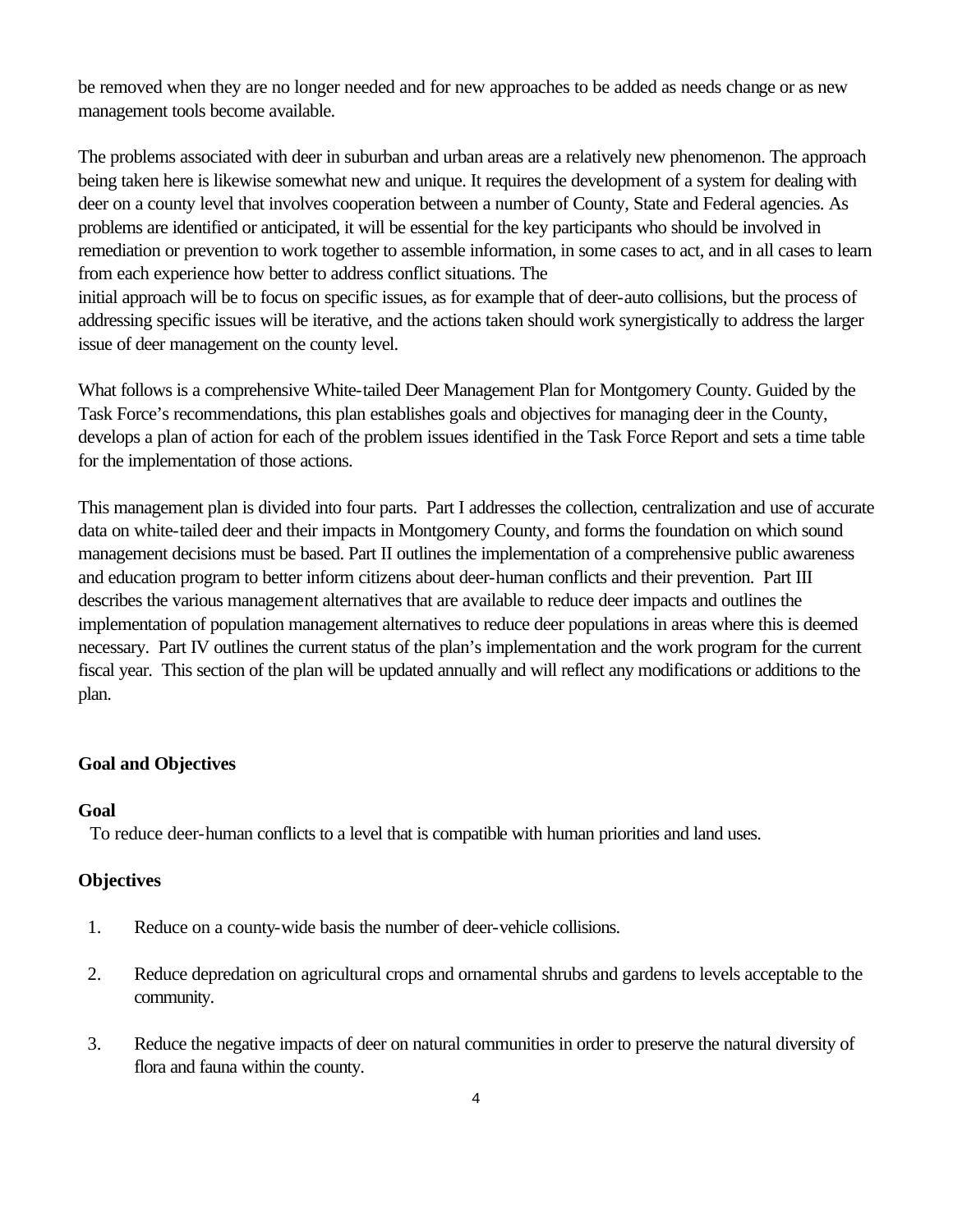be removed when they are no longer needed and for new approaches to be added as needs change or as new management tools become available.

The problems associated with deer in suburban and urban areas are a relatively new phenomenon. The approach being taken here is likewise somewhat new and unique. It requires the development of a system for dealing with deer on a county level that involves cooperation between a number of County, State and Federal agencies. As problems are identified or anticipated, it will be essential for the key participants who should be involved in remediation or prevention to work together to assemble information, in some cases to act, and in all cases to learn from each experience how better to address conflict situations. The initial approach will be to focus on specific issues, as for example that of deer-auto collisions, but the process of addressing specific issues will be iterative, and the actions taken should work synergistically to address the larger issue of deer management on the county level.

What follows is a comprehensive White-tailed Deer Management Plan for Montgomery County. Guided by the Task Force's recommendations, this plan establishes goals and objectives for managing deer in the County, develops a plan of action for each of the problem issues identified in the Task Force Report and sets a time table for the implementation of those actions.

This management plan is divided into four parts. Part I addresses the collection, centralization and use of accurate data on white-tailed deer and their impacts in Montgomery County, and forms the foundation on which sound management decisions must be based. Part II outlines the implementation of a comprehensive public awareness and education program to better inform citizens about deer-human conflicts and their prevention. Part III describes the various management alternatives that are available to reduce deer impacts and outlines the implementation of population management alternatives to reduce deer populations in areas where this is deemed necessary. Part IV outlines the current status of the plan's implementation and the work program for the current fiscal year. This section of the plan will be updated annually and will reflect any modifications or additions to the plan.

## Goal and Objectives

### Goal

To reduce deer-human conflicts to a level that is compatible with human priorities and land uses.

### Objectives

1. Reduce on a county-wide basis the number of deer-vehicle collisions.
2. Reduce depredation on agricultural crops and ornamental shrubs and gardens to levels acceptable to the community.
3. Reduce the negative impacts of deer on natural communities in order to preserve the natural diversity of flora and fauna within the county.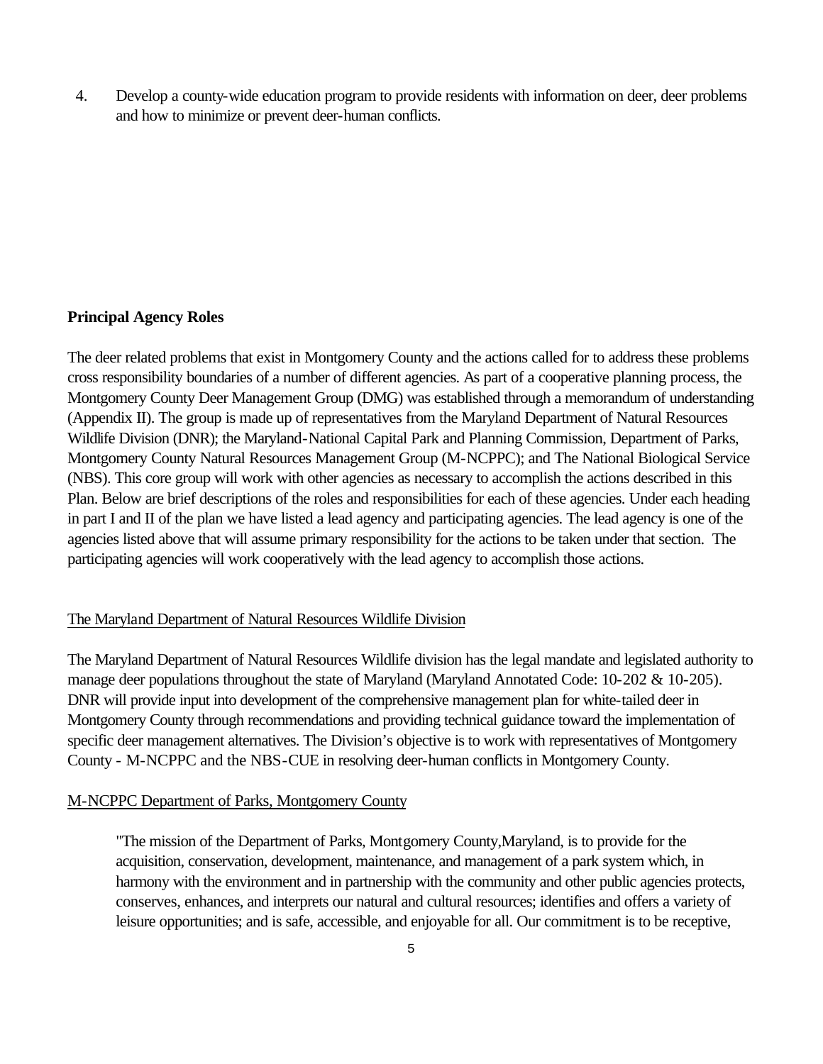4. Develop a county-wide education program to provide residents with information on deer, deer problems and how to minimize or prevent deer-human conflicts.

**Principal Agency Roles**

The deer related problems that exist in Montgomery County and the actions called for to address these problems cross responsibility boundaries of a number of different agencies. As part of a cooperative planning process, the Montgomery County Deer Management Group (DMG) was established through a memorandum of understanding (Appendix II). The group is made up of representatives from the Maryland Department of Natural Resources Wildlife Division (DNR); the Maryland-National Capital Park and Planning Commission, Department of Parks, Montgomery County Natural Resources Management Group (M-NCPPC); and The National Biological Service (NBS). This core group will work with other agencies as necessary to accomplish the actions described in this Plan. Below are brief descriptions of the roles and responsibilities for each of these agencies. Under each heading in part I and II of the plan we have listed a lead agency and participating agencies. The lead agency is one of the agencies listed above that will assume primary responsibility for the actions to be taken under that section. The participating agencies will work cooperatively with the lead agency to accomplish those actions.

The Maryland Department of Natural Resources Wildlife Division

The Maryland Department of Natural Resources Wildlife division has the legal mandate and legislated authority to manage deer populations throughout the state of Maryland (Maryland Annotated Code: 10-202 & 10-205). DNR will provide input into development of the comprehensive management plan for white-tailed deer in Montgomery County through recommendations and providing technical guidance toward the implementation of specific deer management alternatives. The Division's objective is to work with representatives of Montgomery County - M-NCPPC and the NBS-CUE in resolving deer-human conflicts in Montgomery County.

M-NCPPC Department of Parks, Montgomery County

> "The mission of the Department of Parks, Montgomery County,Maryland, is to provide for the acquisition, conservation, development, maintenance, and management of a park system which, in harmony with the environment and in partnership with the community and other public agencies protects, conserves, enhances, and interprets our natural and cultural resources; identifies and offers a variety of leisure opportunities; and is safe, accessible, and enjoyable for all. Our commitment is to be receptive,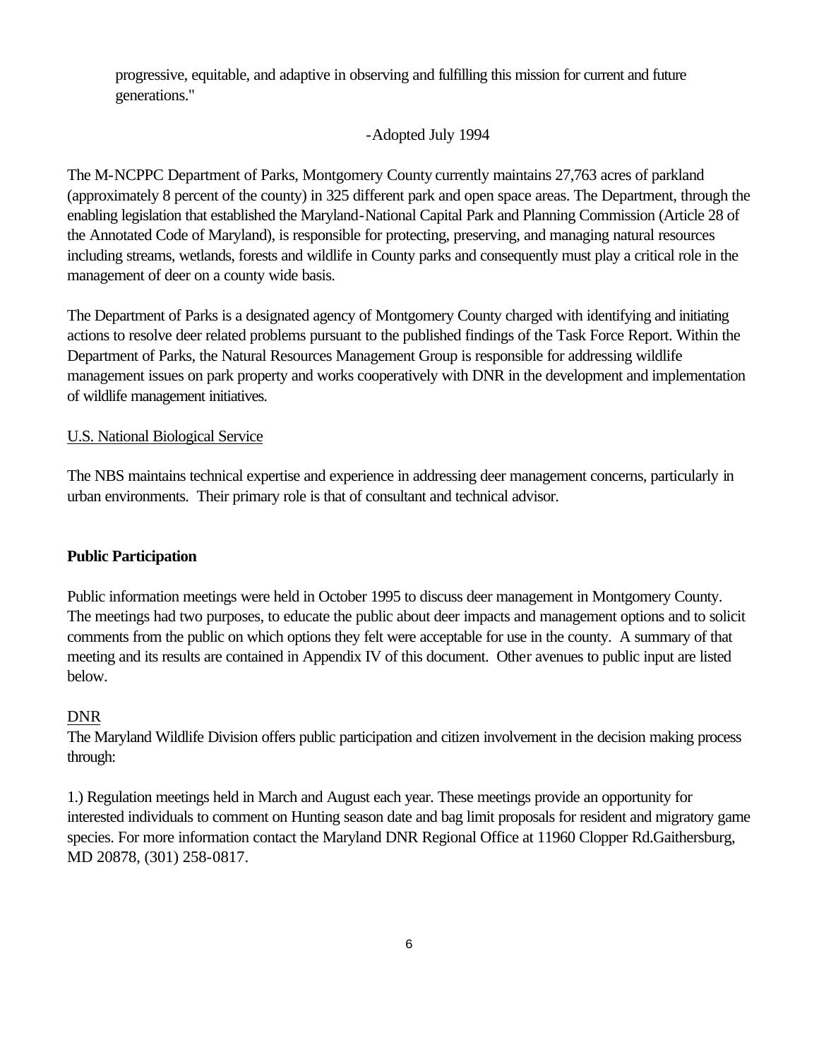progressive, equitable, and adaptive in observing and fulfilling this mission for current and future generations."

-Adopted July 1994

The M-NCPPC Department of Parks, Montgomery County currently maintains 27,763 acres of parkland (approximately 8 percent of the county) in 325 different park and open space areas. The Department, through the enabling legislation that established the Maryland-National Capital Park and Planning Commission (Article 28 of the Annotated Code of Maryland), is responsible for protecting, preserving, and managing natural resources including streams, wetlands, forests and wildlife in County parks and consequently must play a critical role in the management of deer on a county wide basis.

The Department of Parks is a designated agency of Montgomery County charged with identifying and initiating actions to resolve deer related problems pursuant to the published findings of the Task Force Report. Within the Department of Parks, the Natural Resources Management Group is responsible for addressing wildlife management issues on park property and works cooperatively with DNR in the development and implementation of wildlife management initiatives.

U.S. National Biological Service

The NBS maintains technical expertise and experience in addressing deer management concerns, particularly in urban environments. Their primary role is that of consultant and technical advisor.

**Public Participation**

Public information meetings were held in October 1995 to discuss deer management in Montgomery County. The meetings had two purposes, to educate the public about deer impacts and management options and to solicit comments from the public on which options they felt were acceptable for use in the county. A summary of that meeting and its results are contained in Appendix IV of this document. Other avenues to public input are listed below.

DNR

The Maryland Wildlife Division offers public participation and citizen involvement in the decision making process through:

1.) Regulation meetings held in March and August each year. These meetings provide an opportunity for interested individuals to comment on Hunting season date and bag limit proposals for resident and migratory game species. For more information contact the Maryland DNR Regional Office at 11960 Clopper Rd.Gaithersburg, MD 20878, (301) 258-0817.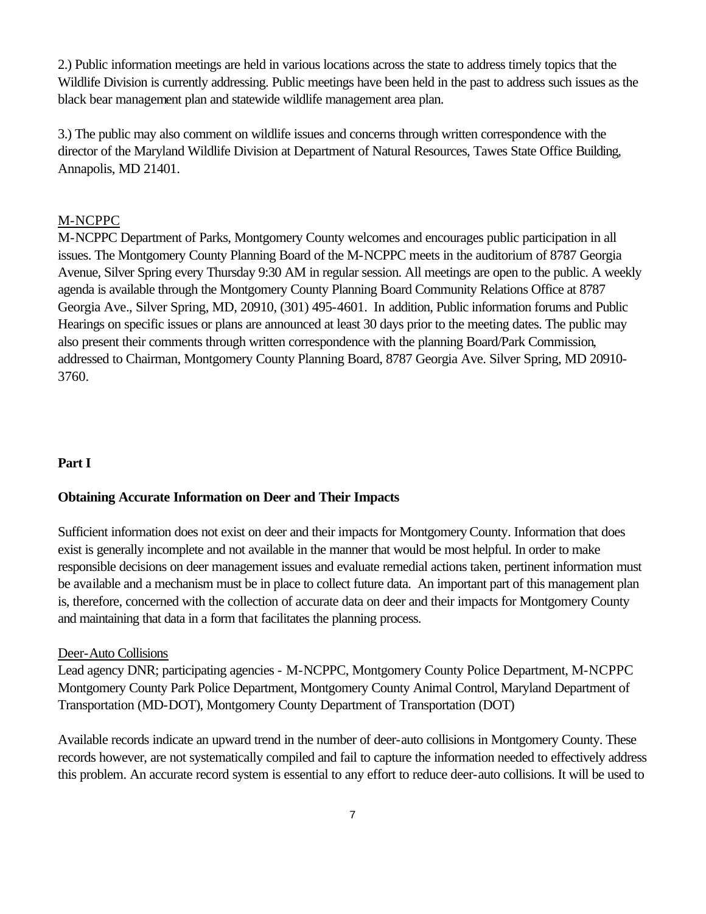2.) Public information meetings are held in various locations across the state to address timely topics that the Wildlife Division is currently addressing. Public meetings have been held in the past to address such issues as the black bear management plan and statewide wildlife management area plan.

3.) The public may also comment on wildlife issues and concerns through written correspondence with the director of the Maryland Wildlife Division at Department of Natural Resources, Tawes State Office Building, Annapolis, MD 21401.

M-NCPPC

M-NCPPC Department of Parks, Montgomery County welcomes and encourages public participation in all issues. The Montgomery County Planning Board of the M-NCPPC meets in the auditorium of 8787 Georgia Avenue, Silver Spring every Thursday 9:30 AM in regular session. All meetings are open to the public. A weekly agenda is available through the Montgomery County Planning Board Community Relations Office at 8787 Georgia Ave., Silver Spring, MD, 20910, (301) 495-4601. In addition, Public information forums and Public Hearings on specific issues or plans are announced at least 30 days prior to the meeting dates. The public may also present their comments through written correspondence with the planning Board/Park Commission, addressed to Chairman, Montgomery County Planning Board, 8787 Georgia Ave. Silver Spring, MD 20910-3760.

## Part I

### Obtaining Accurate Information on Deer and Their Impacts

Sufficient information does not exist on deer and their impacts for Montgomery County. Information that does exist is generally incomplete and not available in the manner that would be most helpful. In order to make responsible decisions on deer management issues and evaluate remedial actions taken, pertinent information must be available and a mechanism must be in place to collect future data. An important part of this management plan is, therefore, concerned with the collection of accurate data on deer and their impacts for Montgomery County and maintaining that data in a form that facilitates the planning process.

Deer-Auto Collisions

Lead agency DNR; participating agencies - M-NCPPC, Montgomery County Police Department, M-NCPPC Montgomery County Park Police Department, Montgomery County Animal Control, Maryland Department of Transportation (MD-DOT), Montgomery County Department of Transportation (DOT)

Available records indicate an upward trend in the number of deer-auto collisions in Montgomery County. These records however, are not systematically compiled and fail to capture the information needed to effectively address this problem. An accurate record system is essential to any effort to reduce deer-auto collisions. It will be used to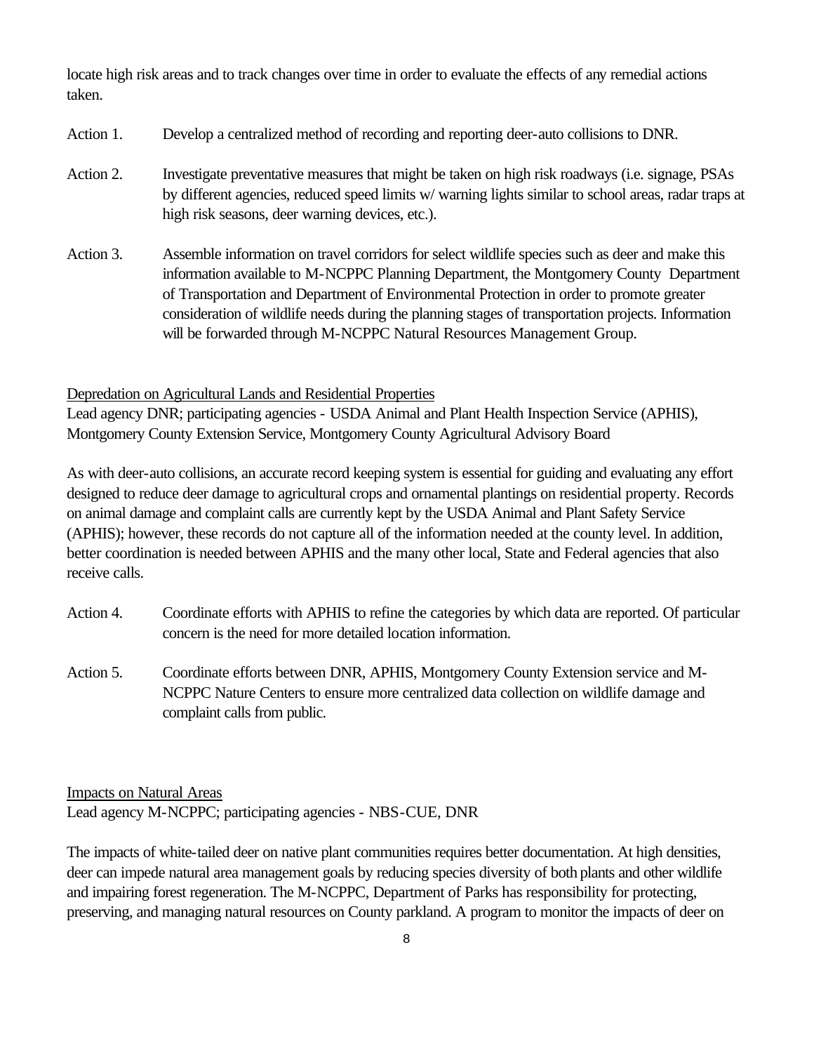locate high risk areas and to track changes over time in order to evaluate the effects of any remedial actions taken.

Action 1. Develop a centralized method of recording and reporting deer-auto collisions to DNR.

Action 2. Investigate preventative measures that might be taken on high risk roadways (i.e. signage, PSAs by different agencies, reduced speed limits w/ warning lights similar to school areas, radar traps at high risk seasons, deer warning devices, etc.).

Action 3. Assemble information on travel corridors for select wildlife species such as deer and make this information available to M-NCPPC Planning Department, the Montgomery County Department of Transportation and Department of Environmental Protection in order to promote greater consideration of wildlife needs during the planning stages of transportation projects. Information will be forwarded through M-NCPPC Natural Resources Management Group.

<u>Depredation on Agricultural Lands and Residential Properties</u>

Lead agency DNR; participating agencies - USDA Animal and Plant Health Inspection Service (APHIS), Montgomery County Extension Service, Montgomery County Agricultural Advisory Board

As with deer-auto collisions, an accurate record keeping system is essential for guiding and evaluating any effort designed to reduce deer damage to agricultural crops and ornamental plantings on residential property. Records on animal damage and complaint calls are currently kept by the USDA Animal and Plant Safety Service (APHIS); however, these records do not capture all of the information needed at the county level. In addition, better coordination is needed between APHIS and the many other local, State and Federal agencies that also receive calls.

Action 4. Coordinate efforts with APHIS to refine the categories by which data are reported. Of particular concern is the need for more detailed location information.

Action 5. Coordinate efforts between DNR, APHIS, Montgomery County Extension service and M-NCPPC Nature Centers to ensure more centralized data collection on wildlife damage and complaint calls from public.

<u>Impacts on Natural Areas</u>

Lead agency M-NCPPC; participating agencies - NBS-CUE, DNR

The impacts of white-tailed deer on native plant communities requires better documentation. At high densities, deer can impede natural area management goals by reducing species diversity of both plants and other wildlife and impairing forest regeneration. The M-NCPPC, Department of Parks has responsibility for protecting, preserving, and managing natural resources on County parkland. A program to monitor the impacts of deer on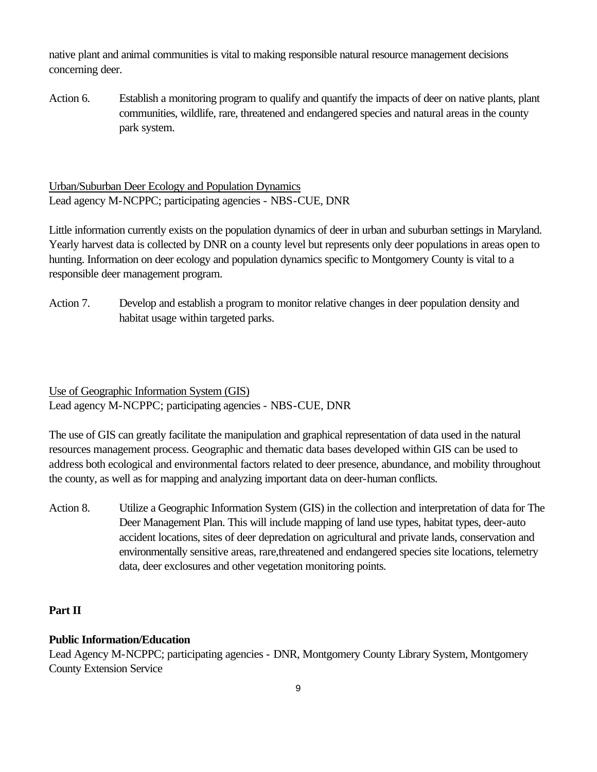native plant and animal communities is vital to making responsible natural resource management decisions concerning deer.

Action 6. Establish a monitoring program to qualify and quantify the impacts of deer on native plants, plant communities, wildlife, rare, threatened and endangered species and natural areas in the county park system.

<u>Urban/Suburban Deer Ecology and Population Dynamics</u>
Lead agency M-NCPPC; participating agencies - NBS-CUE, DNR

Little information currently exists on the population dynamics of deer in urban and suburban settings in Maryland. Yearly harvest data is collected by DNR on a county level but represents only deer populations in areas open to hunting. Information on deer ecology and population dynamics specific to Montgomery County is vital to a responsible deer management program.

Action 7. Develop and establish a program to monitor relative changes in deer population density and habitat usage within targeted parks.

<u>Use of Geographic Information System (GIS)</u>
Lead agency M-NCPPC; participating agencies - NBS-CUE, DNR

The use of GIS can greatly facilitate the manipulation and graphical representation of data used in the natural resources management process. Geographic and thematic data bases developed within GIS can be used to address both ecological and environmental factors related to deer presence, abundance, and mobility throughout the county, as well as for mapping and analyzing important data on deer-human conflicts.

Action 8. Utilize a Geographic Information System (GIS) in the collection and interpretation of data for The Deer Management Plan. This will include mapping of land use types, habitat types, deer-auto accident locations, sites of deer depredation on agricultural and private lands, conservation and environmentally sensitive areas, rare,threatened and endangered species site locations, telemetry data, deer exclosures and other vegetation monitoring points.

**Part II**

**Public Information/Education**
Lead Agency M-NCPPC; participating agencies - DNR, Montgomery County Library System, Montgomery County Extension Service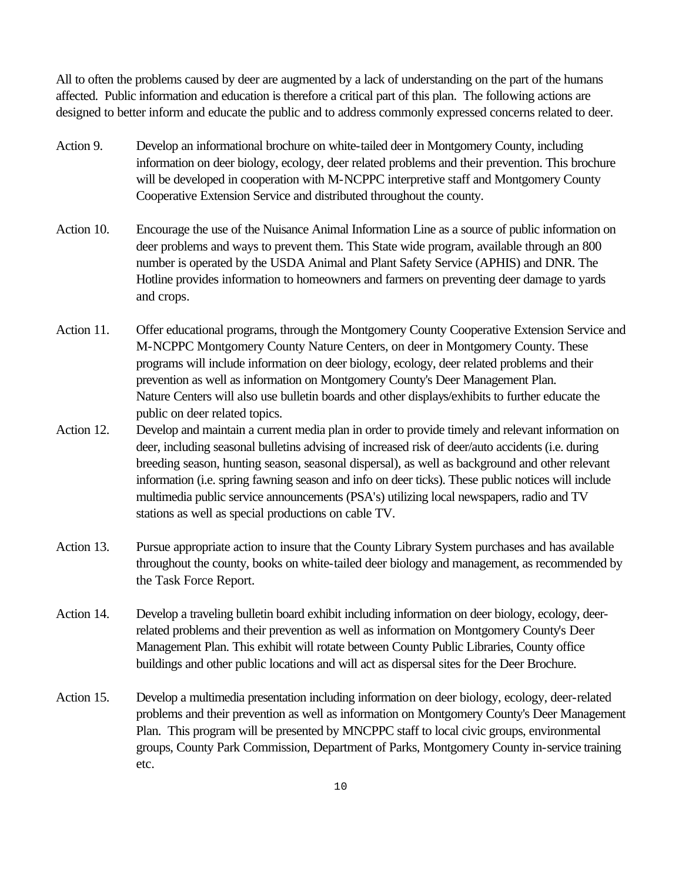All to often the problems caused by deer are augmented by a lack of understanding on the part of the humans affected. Public information and education is therefore a critical part of this plan. The following actions are designed to better inform and educate the public and to address commonly expressed concerns related to deer.

Action 9. Develop an informational brochure on white-tailed deer in Montgomery County, including information on deer biology, ecology, deer related problems and their prevention. This brochure will be developed in cooperation with M-NCPPC interpretive staff and Montgomery County Cooperative Extension Service and distributed throughout the county.

Action 10. Encourage the use of the Nuisance Animal Information Line as a source of public information on deer problems and ways to prevent them. This State wide program, available through an 800 number is operated by the USDA Animal and Plant Safety Service (APHIS) and DNR. The Hotline provides information to homeowners and farmers on preventing deer damage to yards and crops.

Action 11. Offer educational programs, through the Montgomery County Cooperative Extension Service and M-NCPPC Montgomery County Nature Centers, on deer in Montgomery County. These programs will include information on deer biology, ecology, deer related problems and their prevention as well as information on Montgomery County's Deer Management Plan. Nature Centers will also use bulletin boards and other displays/exhibits to further educate the public on deer related topics.

Action 12. Develop and maintain a current media plan in order to provide timely and relevant information on deer, including seasonal bulletins advising of increased risk of deer/auto accidents (i.e. during breeding season, hunting season, seasonal dispersal), as well as background and other relevant information (i.e. spring fawning season and info on deer ticks). These public notices will include multimedia public service announcements (PSA's) utilizing local newspapers, radio and TV stations as well as special productions on cable TV.

Action 13. Pursue appropriate action to insure that the County Library System purchases and has available throughout the county, books on white-tailed deer biology and management, as recommended by the Task Force Report.

Action 14. Develop a traveling bulletin board exhibit including information on deer biology, ecology, deer-related problems and their prevention as well as information on Montgomery County's Deer Management Plan. This exhibit will rotate between County Public Libraries, County office buildings and other public locations and will act as dispersal sites for the Deer Brochure.

Action 15. Develop a multimedia presentation including information on deer biology, ecology, deer-related problems and their prevention as well as information on Montgomery County's Deer Management Plan. This program will be presented by MNCPPC staff to local civic groups, environmental groups, County Park Commission, Department of Parks, Montgomery County in-service training etc.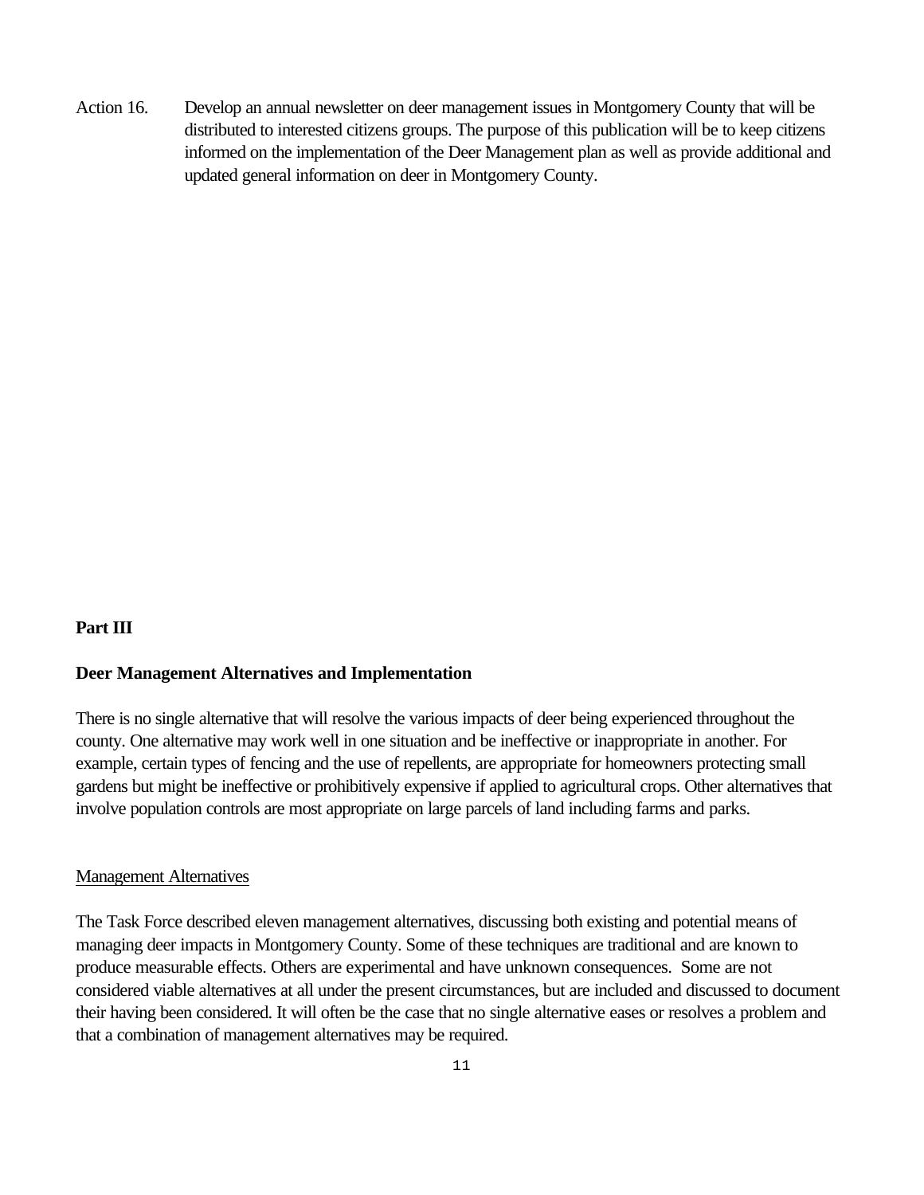Action 16. Develop an annual newsletter on deer management issues in Montgomery County that will be distributed to interested citizens groups. The purpose of this publication will be to keep citizens informed on the implementation of the Deer Management plan as well as provide additional and updated general information on deer in Montgomery County.

## Part III

## Deer Management Alternatives and Implementation

There is no single alternative that will resolve the various impacts of deer being experienced throughout the county. One alternative may work well in one situation and be ineffective or inappropriate in another. For example, certain types of fencing and the use of repellents, are appropriate for homeowners protecting small gardens but might be ineffective or prohibitively expensive if applied to agricultural crops. Other alternatives that involve population controls are most appropriate on large parcels of land including farms and parks.

### Management Alternatives

The Task Force described eleven management alternatives, discussing both existing and potential means of managing deer impacts in Montgomery County. Some of these techniques are traditional and are known to produce measurable effects. Others are experimental and have unknown consequences. Some are not considered viable alternatives at all under the present circumstances, but are included and discussed to document their having been considered. It will often be the case that no single alternative eases or resolves a problem and that a combination of management alternatives may be required.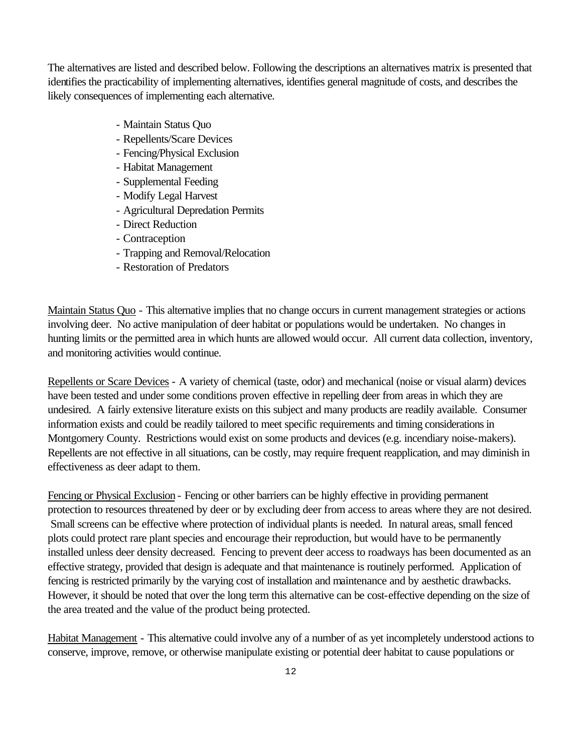The alternatives are listed and described below. Following the descriptions an alternatives matrix is presented that identifies the practicability of implementing alternatives, identifies general magnitude of costs, and describes the likely consequences of implementing each alternative.

- Maintain Status Quo
- Repellents/Scare Devices
- Fencing/Physical Exclusion
- Habitat Management
- Supplemental Feeding
- Modify Legal Harvest
- Agricultural Depredation Permits
- Direct Reduction
- Contraception
- Trapping and Removal/Relocation
- Restoration of Predators

<u>Maintain Status Quo</u> - This alternative implies that no change occurs in current management strategies or actions involving deer. No active manipulation of deer habitat or populations would be undertaken. No changes in hunting limits or the permitted area in which hunts are allowed would occur. All current data collection, inventory, and monitoring activities would continue.

<u>Repellents or Scare Devices</u> - A variety of chemical (taste, odor) and mechanical (noise or visual alarm) devices have been tested and under some conditions proven effective in repelling deer from areas in which they are undesired. A fairly extensive literature exists on this subject and many products are readily available. Consumer information exists and could be readily tailored to meet specific requirements and timing considerations in Montgomery County. Restrictions would exist on some products and devices (e.g. incendiary noise-makers). Repellents are not effective in all situations, can be costly, may require frequent reapplication, and may diminish in effectiveness as deer adapt to them.

<u>Fencing or Physical Exclusion</u> - Fencing or other barriers can be highly effective in providing permanent protection to resources threatened by deer or by excluding deer from access to areas where they are not desired. Small screens can be effective where protection of individual plants is needed. In natural areas, small fenced plots could protect rare plant species and encourage their reproduction, but would have to be permanently installed unless deer density decreased. Fencing to prevent deer access to roadways has been documented as an effective strategy, provided that design is adequate and that maintenance is routinely performed. Application of fencing is restricted primarily by the varying cost of installation and maintenance and by aesthetic drawbacks. However, it should be noted that over the long term this alternative can be cost-effective depending on the size of the area treated and the value of the product being protected.

<u>Habitat Management</u> - This alternative could involve any of a number of as yet incompletely understood actions to conserve, improve, remove, or otherwise manipulate existing or potential deer habitat to cause populations or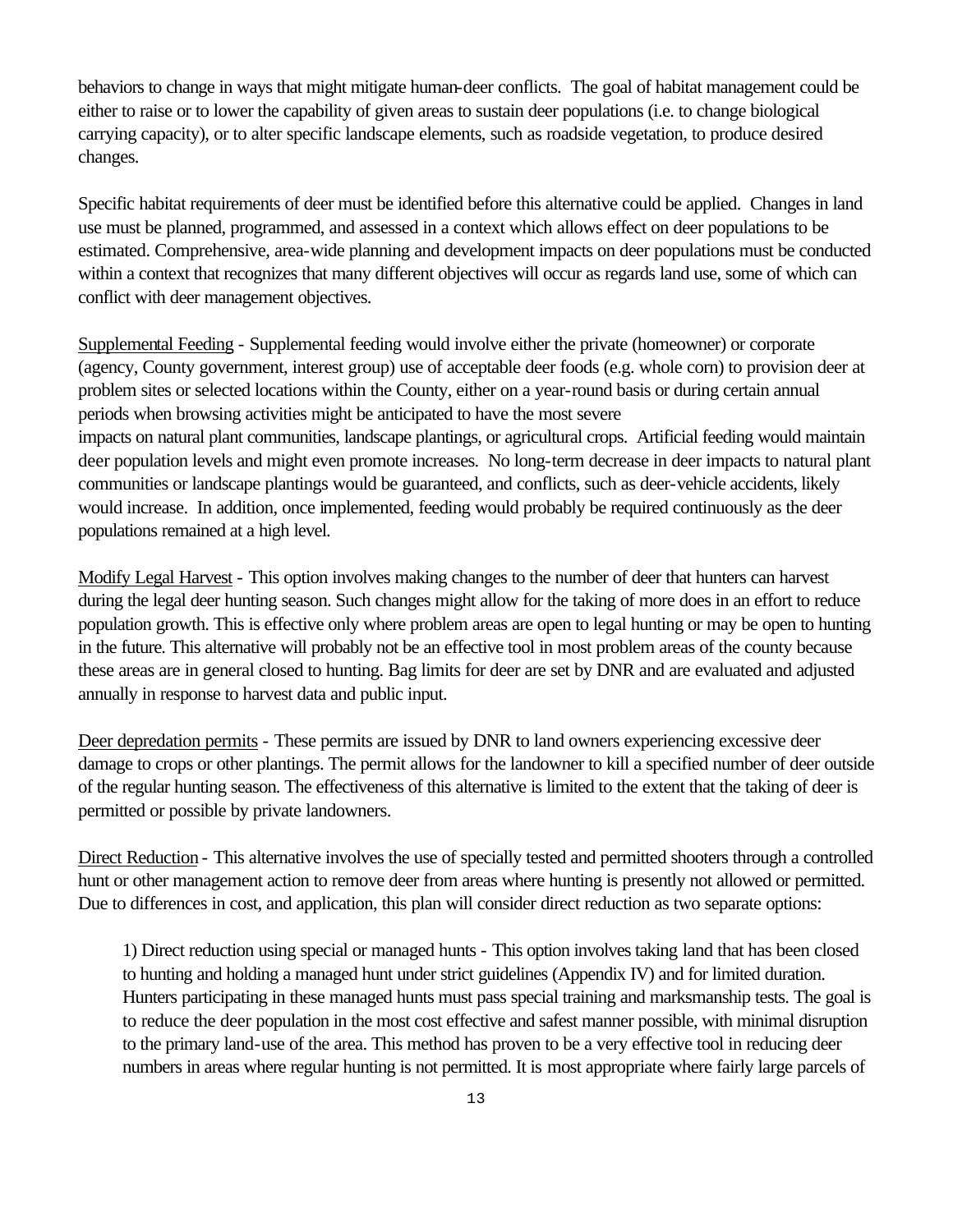behaviors to change in ways that might mitigate human-deer conflicts. The goal of habitat management could be either to raise or to lower the capability of given areas to sustain deer populations (i.e. to change biological carrying capacity), or to alter specific landscape elements, such as roadside vegetation, to produce desired changes.

Specific habitat requirements of deer must be identified before this alternative could be applied. Changes in land use must be planned, programmed, and assessed in a context which allows effect on deer populations to be estimated. Comprehensive, area-wide planning and development impacts on deer populations must be conducted within a context that recognizes that many different objectives will occur as regards land use, some of which can conflict with deer management objectives.

<u>Supplemental Feeding</u> - Supplemental feeding would involve either the private (homeowner) or corporate (agency, County government, interest group) use of acceptable deer foods (e.g. whole corn) to provision deer at problem sites or selected locations within the County, either on a year-round basis or during certain annual periods when browsing activities might be anticipated to have the most severe impacts on natural plant communities, landscape plantings, or agricultural crops. Artificial feeding would maintain deer population levels and might even promote increases. No long-term decrease in deer impacts to natural plant communities or landscape plantings would be guaranteed, and conflicts, such as deer-vehicle accidents, likely would increase. In addition, once implemented, feeding would probably be required continuously as the deer populations remained at a high level.

<u>Modify Legal Harvest</u> - This option involves making changes to the number of deer that hunters can harvest during the legal deer hunting season. Such changes might allow for the taking of more does in an effort to reduce population growth. This is effective only where problem areas are open to legal hunting or may be open to hunting in the future. This alternative will probably not be an effective tool in most problem areas of the county because these areas are in general closed to hunting. Bag limits for deer are set by DNR and are evaluated and adjusted annually in response to harvest data and public input.

<u>Deer depredation permits</u> - These permits are issued by DNR to land owners experiencing excessive deer damage to crops or other plantings. The permit allows for the landowner to kill a specified number of deer outside of the regular hunting season. The effectiveness of this alternative is limited to the extent that the taking of deer is permitted or possible by private landowners.

<u>Direct Reduction</u> - This alternative involves the use of specially tested and permitted shooters through a controlled hunt or other management action to remove deer from areas where hunting is presently not allowed or permitted. Due to differences in cost, and application, this plan will consider direct reduction as two separate options:

1) Direct reduction using special or managed hunts - This option involves taking land that has been closed to hunting and holding a managed hunt under strict guidelines (Appendix IV) and for limited duration. Hunters participating in these managed hunts must pass special training and marksmanship tests. The goal is to reduce the deer population in the most cost effective and safest manner possible, with minimal disruption to the primary land-use of the area. This method has proven to be a very effective tool in reducing deer numbers in areas where regular hunting is not permitted. It is most appropriate where fairly large parcels of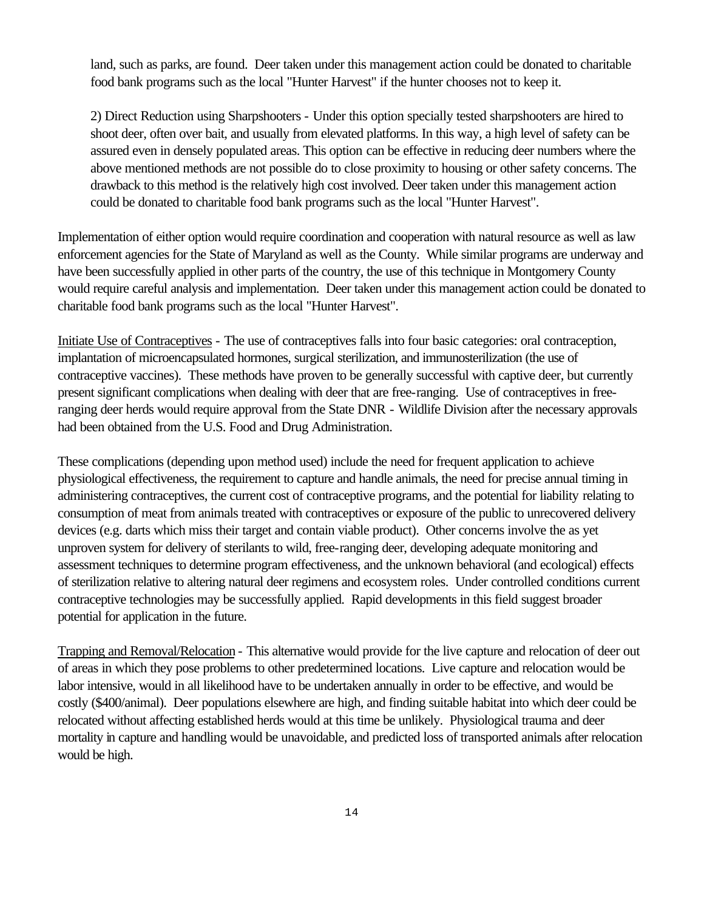land, such as parks, are found. Deer taken under this management action could be donated to charitable food bank programs such as the local "Hunter Harvest" if the hunter chooses not to keep it.

2) Direct Reduction using Sharpshooters - Under this option specially tested sharpshooters are hired to shoot deer, often over bait, and usually from elevated platforms. In this way, a high level of safety can be assured even in densely populated areas. This option can be effective in reducing deer numbers where the above mentioned methods are not possible do to close proximity to housing or other safety concerns. The drawback to this method is the relatively high cost involved. Deer taken under this management action could be donated to charitable food bank programs such as the local "Hunter Harvest".

Implementation of either option would require coordination and cooperation with natural resource as well as law enforcement agencies for the State of Maryland as well as the County. While similar programs are underway and have been successfully applied in other parts of the country, the use of this technique in Montgomery County would require careful analysis and implementation. Deer taken under this management action could be donated to charitable food bank programs such as the local "Hunter Harvest".

<u>Initiate Use of Contraceptives</u> - The use of contraceptives falls into four basic categories: oral contraception, implantation of microencapsulated hormones, surgical sterilization, and immunosterilization (the use of contraceptive vaccines). These methods have proven to be generally successful with captive deer, but currently present significant complications when dealing with deer that are free-ranging. Use of contraceptives in free-ranging deer herds would require approval from the State DNR - Wildlife Division after the necessary approvals had been obtained from the U.S. Food and Drug Administration.

These complications (depending upon method used) include the need for frequent application to achieve physiological effectiveness, the requirement to capture and handle animals, the need for precise annual timing in administering contraceptives, the current cost of contraceptive programs, and the potential for liability relating to consumption of meat from animals treated with contraceptives or exposure of the public to unrecovered delivery devices (e.g. darts which miss their target and contain viable product). Other concerns involve the as yet unproven system for delivery of sterilants to wild, free-ranging deer, developing adequate monitoring and assessment techniques to determine program effectiveness, and the unknown behavioral (and ecological) effects of sterilization relative to altering natural deer regimens and ecosystem roles. Under controlled conditions current contraceptive technologies may be successfully applied. Rapid developments in this field suggest broader potential for application in the future.

<u>Trapping and Removal/Relocation</u> - This alternative would provide for the live capture and relocation of deer out of areas in which they pose problems to other predetermined locations. Live capture and relocation would be labor intensive, would in all likelihood have to be undertaken annually in order to be effective, and would be costly ($400/animal). Deer populations elsewhere are high, and finding suitable habitat into which deer could be relocated without affecting established herds would at this time be unlikely. Physiological trauma and deer mortality in capture and handling would be unavoidable, and predicted loss of transported animals after relocation would be high.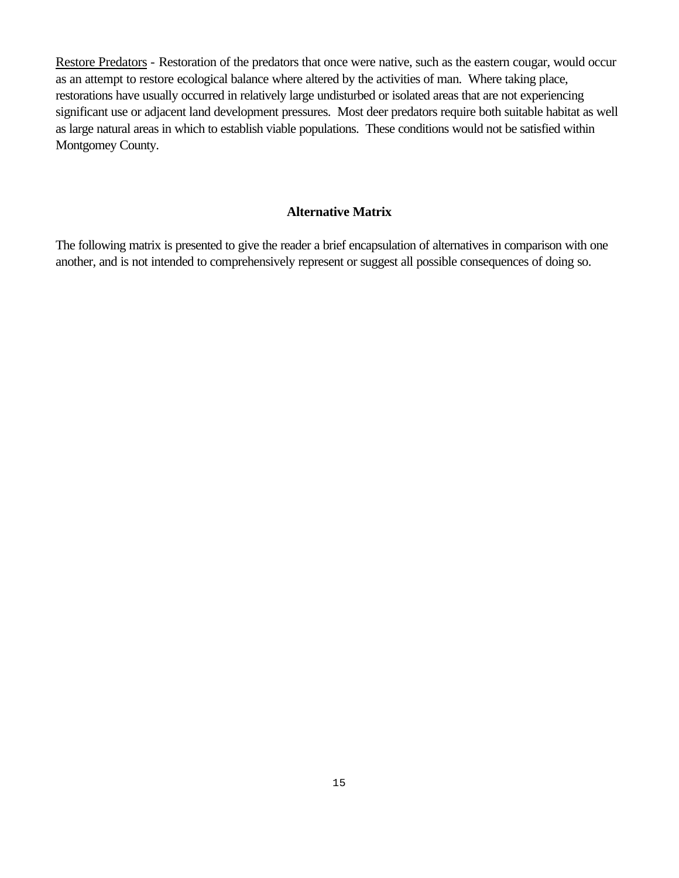<u>Restore Predators</u> - Restoration of the predators that once were native, such as the eastern cougar, would occur as an attempt to restore ecological balance where altered by the activities of man. Where taking place, restorations have usually occurred in relatively large undisturbed or isolated areas that are not experiencing significant use or adjacent land development pressures. Most deer predators require both suitable habitat as well as large natural areas in which to establish viable populations. These conditions would not be satisfied within Montgomey County.

### Alternative Matrix

The following matrix is presented to give the reader a brief encapsulation of alternatives in comparison with one another, and is not intended to comprehensively represent or suggest all possible consequences of doing so.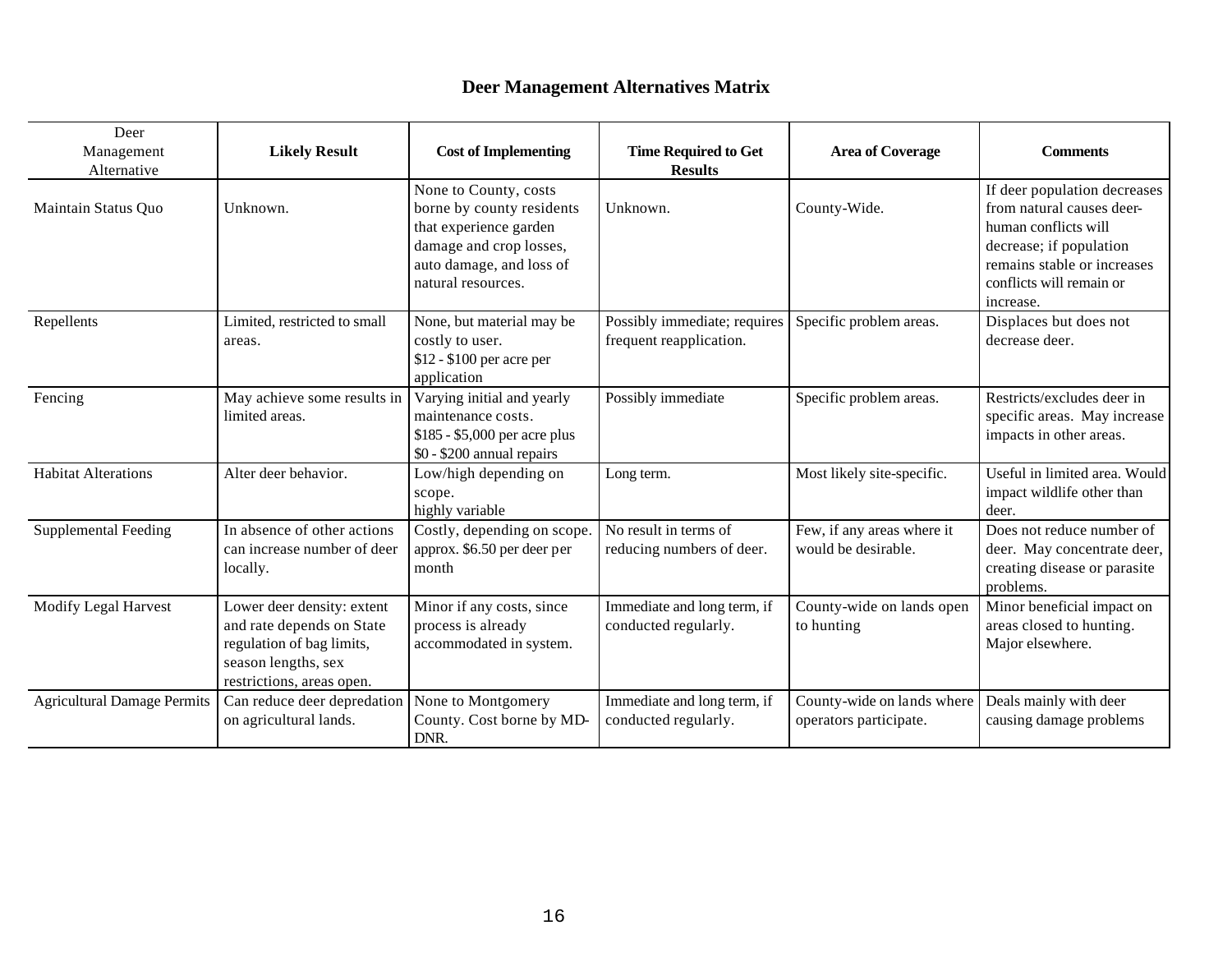## Deer Management Alternatives Matrix

| Deer Management Alternative | Likely Result | Cost of Implementing | Time Required to Get Results | Area of Coverage | Comments |
|---|---|---|---|---|---|
| Maintain Status Quo | Unknown. | None to County, costs borne by county residents that experience garden damage and crop losses, auto damage, and loss of natural resources. | Unknown. | County-Wide. | If deer population decreases from natural causes deer-human conflicts will decrease; if population remains stable or increases conflicts will remain or increase. |
| Repellents | Limited, restricted to small areas. | None, but material may be costly to user. $12 - $100 per acre per application | Possibly immediate; requires frequent reapplication. | Specific problem areas. | Displaces but does not decrease deer. |
| Fencing | May achieve some results in limited areas. | Varying initial and yearly maintenance costs. $185 - $5,000 per acre plus $0 - $200 annual repairs | Possibly immediate | Specific problem areas. | Restricts/excludes deer in specific areas. May increase impacts in other areas. |
| Habitat Alterations | Alter deer behavior. | Low/high depending on scope. highly variable | Long term. | Most likely site-specific. | Useful in limited area. Would impact wildlife other than deer. |
| Supplemental Feeding | In absence of other actions can increase number of deer locally. | Costly, depending on scope. approx. $6.50 per deer per month | No result in terms of reducing numbers of deer. | Few, if any areas where it would be desirable. | Does not reduce number of deer. May concentrate deer, creating disease or parasite problems. |
| Modify Legal Harvest | Lower deer density: extent and rate depends on State regulation of bag limits, season lengths, sex restrictions, areas open. | Minor if any costs, since process is already accommodated in system. | Immediate and long term, if conducted regularly. | County-wide on lands open to hunting | Minor beneficial impact on areas closed to hunting. Major elsewhere. |
| Agricultural Damage Permits | Can reduce deer depredation on agricultural lands. | None to Montgomery County. Cost borne by MD-DNR. | Immediate and long term, if conducted regularly. | County-wide on lands where operators participate. | Deals mainly with deer causing damage problems |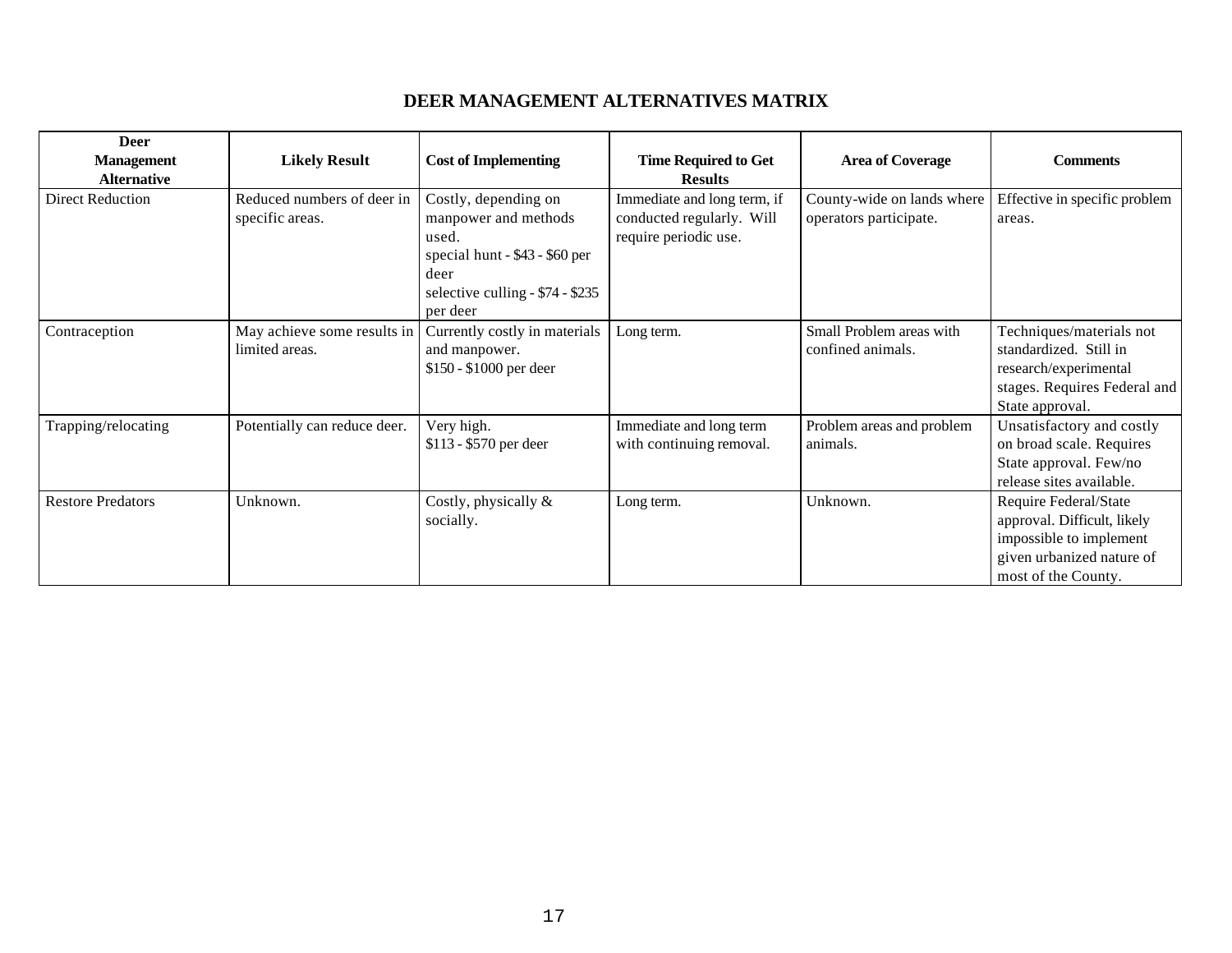# DEER MANAGEMENT ALTERNATIVES MATRIX

| Deer Management Alternative | Likely Result | Cost of Implementing | Time Required to Get Results | Area of Coverage | Comments |
|---|---|---|---|---|---|
| Direct Reduction | Reduced numbers of deer in specific areas. | Costly, depending on manpower and methods used. special hunt - $43 - $60 per deer selective culling - $74 - $235 per deer | Immediate and long term, if conducted regularly. Will require periodic use. | County-wide on lands where operators participate. | Effective in specific problem areas. |
| Contraception | May achieve some results in limited areas. | Currently costly in materials and manpower. $150 - $1000 per deer | Long term. | Small Problem areas with confined animals. | Techniques/materials not standardized. Still in research/experimental stages. Requires Federal and State approval. |
| Trapping/relocating | Potentially can reduce deer. | Very high. $113 - $570 per deer | Immediate and long term with continuing removal. | Problem areas and problem animals. | Unsatisfactory and costly on broad scale. Requires State approval. Few/no release sites available. |
| Restore Predators | Unknown. | Costly, physically & socially. | Long term. | Unknown. | Require Federal/State approval. Difficult, likely impossible to implement given urbanized nature of most of the County. |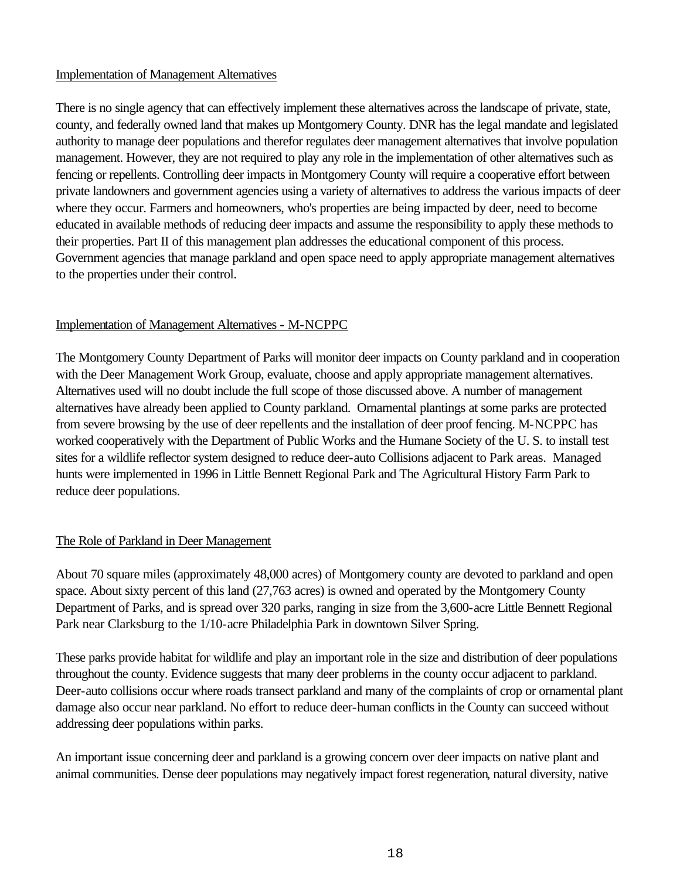## Implementation of Management Alternatives

There is no single agency that can effectively implement these alternatives across the landscape of private, state, county, and federally owned land that makes up Montgomery County. DNR has the legal mandate and legislated authority to manage deer populations and therefor regulates deer management alternatives that involve population management. However, they are not required to play any role in the implementation of other alternatives such as fencing or repellents. Controlling deer impacts in Montgomery County will require a cooperative effort between private landowners and government agencies using a variety of alternatives to address the various impacts of deer where they occur. Farmers and homeowners, who's properties are being impacted by deer, need to become educated in available methods of reducing deer impacts and assume the responsibility to apply these methods to their properties. Part II of this management plan addresses the educational component of this process. Government agencies that manage parkland and open space need to apply appropriate management alternatives to the properties under their control.

## Implementation of Management Alternatives - M-NCPPC

The Montgomery County Department of Parks will monitor deer impacts on County parkland and in cooperation with the Deer Management Work Group, evaluate, choose and apply appropriate management alternatives. Alternatives used will no doubt include the full scope of those discussed above. A number of management alternatives have already been applied to County parkland. Ornamental plantings at some parks are protected from severe browsing by the use of deer repellents and the installation of deer proof fencing. M-NCPPC has worked cooperatively with the Department of Public Works and the Humane Society of the U. S. to install test sites for a wildlife reflector system designed to reduce deer-auto Collisions adjacent to Park areas. Managed hunts were implemented in 1996 in Little Bennett Regional Park and The Agricultural History Farm Park to reduce deer populations.

## The Role of Parkland in Deer Management

About 70 square miles (approximately 48,000 acres) of Montgomery county are devoted to parkland and open space. About sixty percent of this land (27,763 acres) is owned and operated by the Montgomery County Department of Parks, and is spread over 320 parks, ranging in size from the 3,600-acre Little Bennett Regional Park near Clarksburg to the 1/10-acre Philadelphia Park in downtown Silver Spring.

These parks provide habitat for wildlife and play an important role in the size and distribution of deer populations throughout the county. Evidence suggests that many deer problems in the county occur adjacent to parkland. Deer-auto collisions occur where roads transect parkland and many of the complaints of crop or ornamental plant damage also occur near parkland. No effort to reduce deer-human conflicts in the County can succeed without addressing deer populations within parks.

An important issue concerning deer and parkland is a growing concern over deer impacts on native plant and animal communities. Dense deer populations may negatively impact forest regeneration, natural diversity, native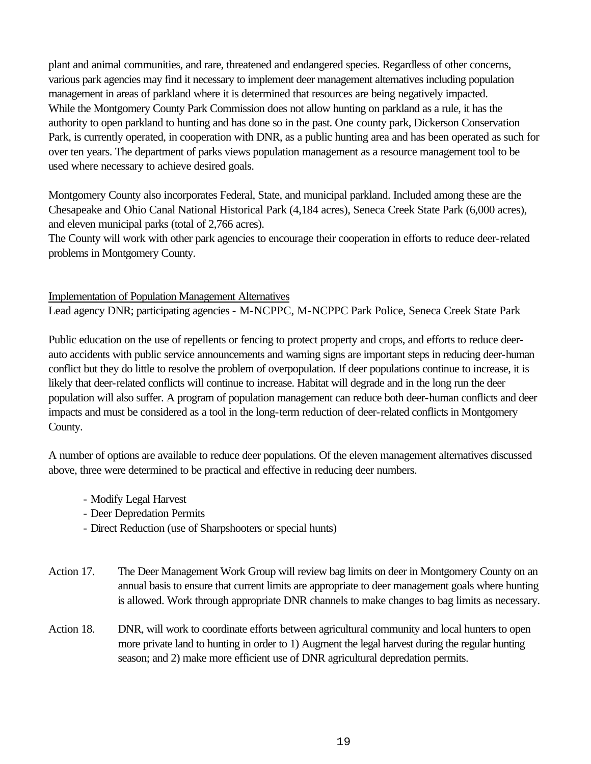plant and animal communities, and rare, threatened and endangered species. Regardless of other concerns, various park agencies may find it necessary to implement deer management alternatives including population management in areas of parkland where it is determined that resources are being negatively impacted.
While the Montgomery County Park Commission does not allow hunting on parkland as a rule, it has the authority to open parkland to hunting and has done so in the past. One county park, Dickerson Conservation Park, is currently operated, in cooperation with DNR, as a public hunting area and has been operated as such for over ten years. The department of parks views population management as a resource management tool to be used where necessary to achieve desired goals.

Montgomery County also incorporates Federal, State, and municipal parkland. Included among these are the Chesapeake and Ohio Canal National Historical Park (4,184 acres), Seneca Creek State Park (6,000 acres), and eleven municipal parks (total of 2,766 acres).
The County will work with other park agencies to encourage their cooperation in efforts to reduce deer-related problems in Montgomery County.

<u>Implementation of Population Management Alternatives</u>
Lead agency DNR; participating agencies - M-NCPPC, M-NCPPC Park Police, Seneca Creek State Park

Public education on the use of repellents or fencing to protect property and crops, and efforts to reduce deer-auto accidents with public service announcements and warning signs are important steps in reducing deer-human conflict but they do little to resolve the problem of overpopulation. If deer populations continue to increase, it is likely that deer-related conflicts will continue to increase. Habitat will degrade and in the long run the deer population will also suffer. A program of population management can reduce both deer-human conflicts and deer impacts and must be considered as a tool in the long-term reduction of deer-related conflicts in Montgomery County.

A number of options are available to reduce deer populations. Of the eleven management alternatives discussed above, three were determined to be practical and effective in reducing deer numbers.

- Modify Legal Harvest
- Deer Depredation Permits
- Direct Reduction (use of Sharpshooters or special hunts)

Action 17. The Deer Management Work Group will review bag limits on deer in Montgomery County on an annual basis to ensure that current limits are appropriate to deer management goals where hunting is allowed. Work through appropriate DNR channels to make changes to bag limits as necessary.

Action 18. DNR, will work to coordinate efforts between agricultural community and local hunters to open more private land to hunting in order to 1) Augment the legal harvest during the regular hunting season; and 2) make more efficient use of DNR agricultural depredation permits.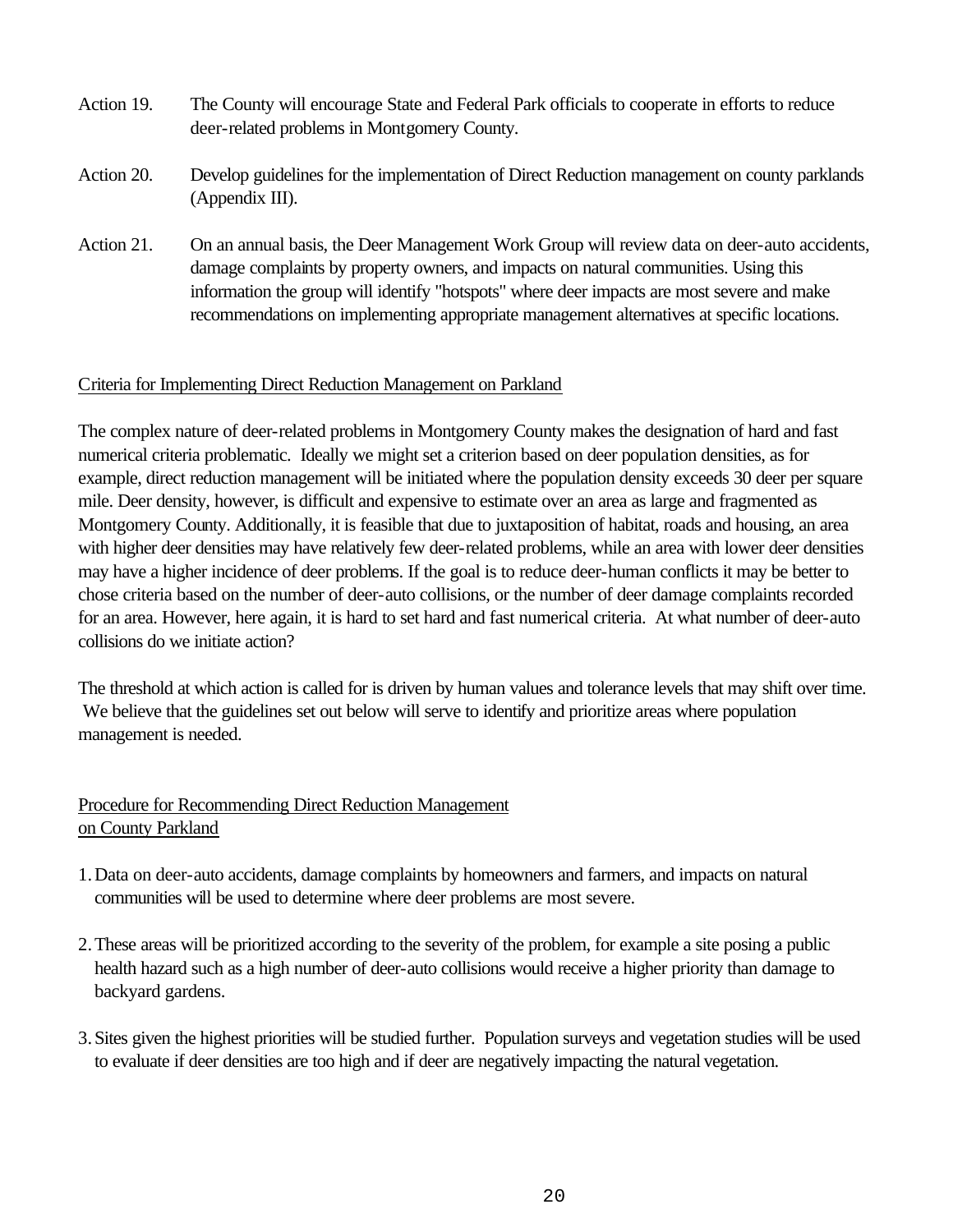Action 19. The County will encourage State and Federal Park officials to cooperate in efforts to reduce deer-related problems in Montgomery County.

Action 20. Develop guidelines for the implementation of Direct Reduction management on county parklands (Appendix III).

Action 21. On an annual basis, the Deer Management Work Group will review data on deer-auto accidents, damage complaints by property owners, and impacts on natural communities. Using this information the group will identify "hotspots" where deer impacts are most severe and make recommendations on implementing appropriate management alternatives at specific locations.

Criteria for Implementing Direct Reduction Management on Parkland

The complex nature of deer-related problems in Montgomery County makes the designation of hard and fast numerical criteria problematic. Ideally we might set a criterion based on deer population densities, as for example, direct reduction management will be initiated where the population density exceeds 30 deer per square mile. Deer density, however, is difficult and expensive to estimate over an area as large and fragmented as Montgomery County. Additionally, it is feasible that due to juxtaposition of habitat, roads and housing, an area with higher deer densities may have relatively few deer-related problems, while an area with lower deer densities may have a higher incidence of deer problems. If the goal is to reduce deer-human conflicts it may be better to chose criteria based on the number of deer-auto collisions, or the number of deer damage complaints recorded for an area. However, here again, it is hard to set hard and fast numerical criteria. At what number of deer-auto collisions do we initiate action?

The threshold at which action is called for is driven by human values and tolerance levels that may shift over time. We believe that the guidelines set out below will serve to identify and prioritize areas where population management is needed.

Procedure for Recommending Direct Reduction Management on County Parkland

1. Data on deer-auto accidents, damage complaints by homeowners and farmers, and impacts on natural communities will be used to determine where deer problems are most severe.

2. These areas will be prioritized according to the severity of the problem, for example a site posing a public health hazard such as a high number of deer-auto collisions would receive a higher priority than damage to backyard gardens.

3. Sites given the highest priorities will be studied further. Population surveys and vegetation studies will be used to evaluate if deer densities are too high and if deer are negatively impacting the natural vegetation.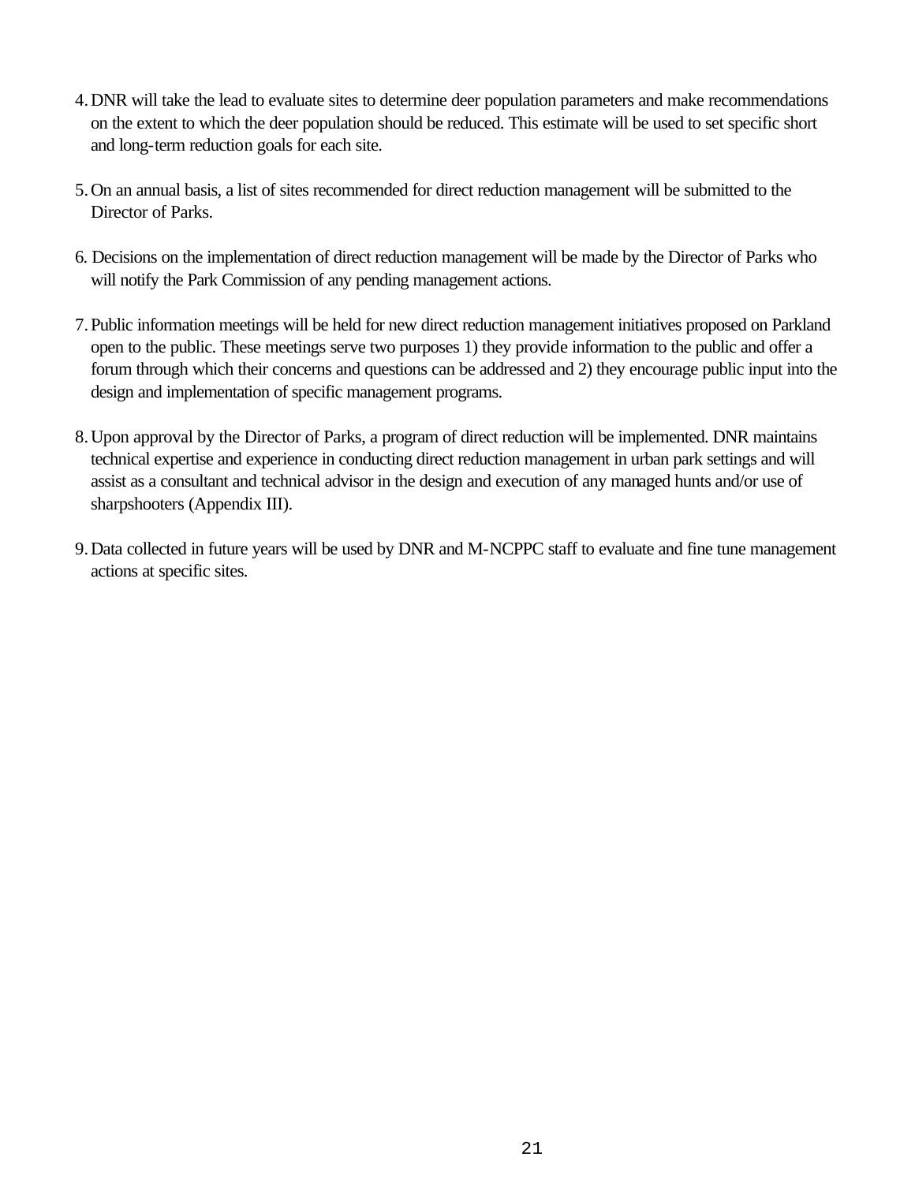4. DNR will take the lead to evaluate sites to determine deer population parameters and make recommendations on the extent to which the deer population should be reduced. This estimate will be used to set specific short and long-term reduction goals for each site.

5. On an annual basis, a list of sites recommended for direct reduction management will be submitted to the Director of Parks.

6. Decisions on the implementation of direct reduction management will be made by the Director of Parks who will notify the Park Commission of any pending management actions.

7. Public information meetings will be held for new direct reduction management initiatives proposed on Parkland open to the public. These meetings serve two purposes 1) they provide information to the public and offer a forum through which their concerns and questions can be addressed and 2) they encourage public input into the design and implementation of specific management programs.

8. Upon approval by the Director of Parks, a program of direct reduction will be implemented. DNR maintains technical expertise and experience in conducting direct reduction management in urban park settings and will assist as a consultant and technical advisor in the design and execution of any managed hunts and/or use of sharpshooters (Appendix III).

9. Data collected in future years will be used by DNR and M-NCPPC staff to evaluate and fine tune management actions at specific sites.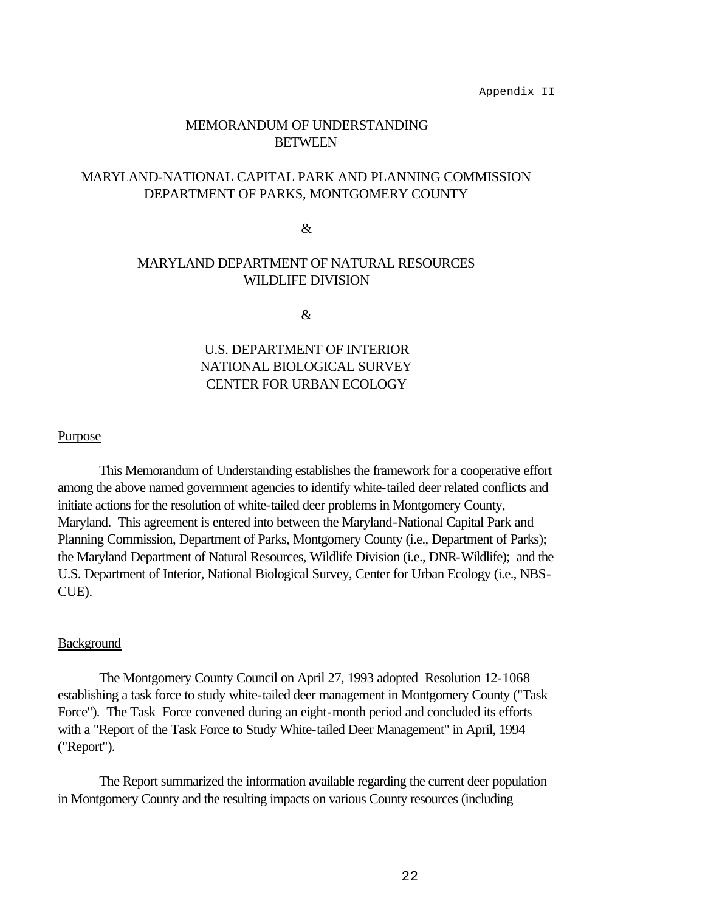Appendix II

# MEMORANDUM OF UNDERSTANDING BETWEEN

## MARYLAND-NATIONAL CAPITAL PARK AND PLANNING COMMISSION DEPARTMENT OF PARKS, MONTGOMERY COUNTY

&

## MARYLAND DEPARTMENT OF NATURAL RESOURCES WILDLIFE DIVISION

&

## U.S. DEPARTMENT OF INTERIOR NATIONAL BIOLOGICAL SURVEY CENTER FOR URBAN ECOLOGY

### Purpose

This Memorandum of Understanding establishes the framework for a cooperative effort among the above named government agencies to identify white-tailed deer related conflicts and initiate actions for the resolution of white-tailed deer problems in Montgomery County, Maryland. This agreement is entered into between the Maryland-National Capital Park and Planning Commission, Department of Parks, Montgomery County (i.e., Department of Parks); the Maryland Department of Natural Resources, Wildlife Division (i.e., DNR-Wildlife); and the U.S. Department of Interior, National Biological Survey, Center for Urban Ecology (i.e., NBS-CUE).

### Background

The Montgomery County Council on April 27, 1993 adopted Resolution 12-1068 establishing a task force to study white-tailed deer management in Montgomery County ("Task Force"). The Task Force convened during an eight-month period and concluded its efforts with a "Report of the Task Force to Study White-tailed Deer Management" in April, 1994 ("Report").

The Report summarized the information available regarding the current deer population in Montgomery County and the resulting impacts on various County resources (including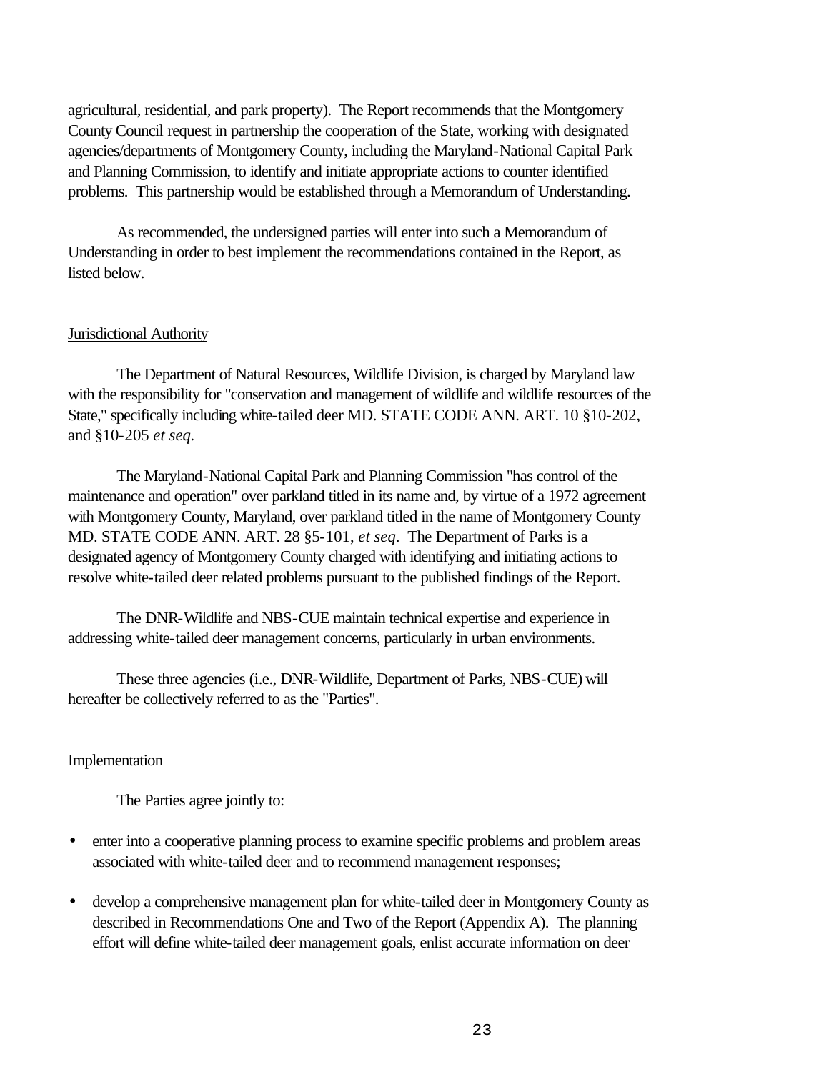agricultural, residential, and park property). The Report recommends that the Montgomery County Council request in partnership the cooperation of the State, working with designated agencies/departments of Montgomery County, including the Maryland-National Capital Park and Planning Commission, to identify and initiate appropriate actions to counter identified problems. This partnership would be established through a Memorandum of Understanding.

As recommended, the undersigned parties will enter into such a Memorandum of Understanding in order to best implement the recommendations contained in the Report, as listed below.

## Jurisdictional Authority

The Department of Natural Resources, Wildlife Division, is charged by Maryland law with the responsibility for "conservation and management of wildlife and wildlife resources of the State," specifically including white-tailed deer MD. STATE CODE ANN. ART. 10 §10-202, and §10-205 *et seq.*

The Maryland-National Capital Park and Planning Commission "has control of the maintenance and operation" over parkland titled in its name and, by virtue of a 1972 agreement with Montgomery County, Maryland, over parkland titled in the name of Montgomery County MD. STATE CODE ANN. ART. 28 §5-101, *et seq*. The Department of Parks is a designated agency of Montgomery County charged with identifying and initiating actions to resolve white-tailed deer related problems pursuant to the published findings of the Report.

The DNR-Wildlife and NBS-CUE maintain technical expertise and experience in addressing white-tailed deer management concerns, particularly in urban environments.

These three agencies (i.e., DNR-Wildlife, Department of Parks, NBS-CUE) will hereafter be collectively referred to as the "Parties".

## Implementation

The Parties agree jointly to:

- enter into a cooperative planning process to examine specific problems and problem areas associated with white-tailed deer and to recommend management responses;
- develop a comprehensive management plan for white-tailed deer in Montgomery County as described in Recommendations One and Two of the Report (Appendix A). The planning effort will define white-tailed deer management goals, enlist accurate information on deer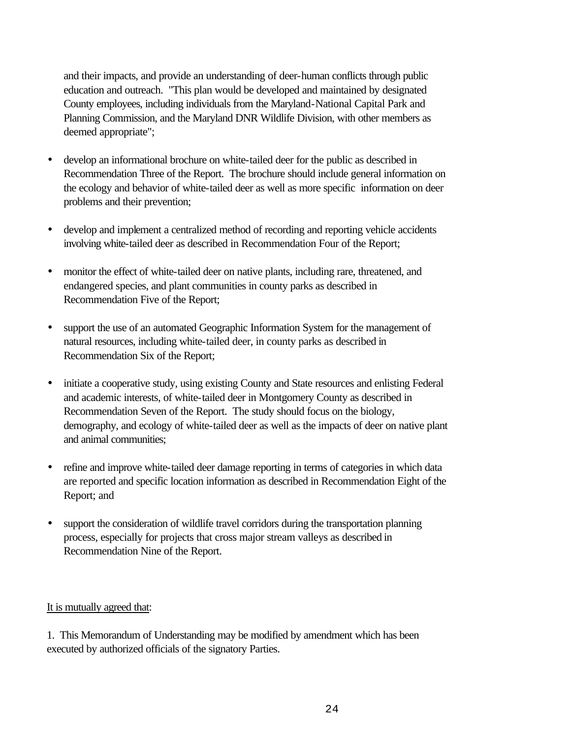and their impacts, and provide an understanding of deer-human conflicts through public education and outreach. "This plan would be developed and maintained by designated County employees, including individuals from the Maryland-National Capital Park and Planning Commission, and the Maryland DNR Wildlife Division, with other members as deemed appropriate";

- develop an informational brochure on white-tailed deer for the public as described in Recommendation Three of the Report. The brochure should include general information on the ecology and behavior of white-tailed deer as well as more specific information on deer problems and their prevention;

- develop and implement a centralized method of recording and reporting vehicle accidents involving white-tailed deer as described in Recommendation Four of the Report;

- monitor the effect of white-tailed deer on native plants, including rare, threatened, and endangered species, and plant communities in county parks as described in Recommendation Five of the Report;

- support the use of an automated Geographic Information System for the management of natural resources, including white-tailed deer, in county parks as described in Recommendation Six of the Report;

- initiate a cooperative study, using existing County and State resources and enlisting Federal and academic interests, of white-tailed deer in Montgomery County as described in Recommendation Seven of the Report. The study should focus on the biology, demography, and ecology of white-tailed deer as well as the impacts of deer on native plant and animal communities;

- refine and improve white-tailed deer damage reporting in terms of categories in which data are reported and specific location information as described in Recommendation Eight of the Report; and

- support the consideration of wildlife travel corridors during the transportation planning process, especially for projects that cross major stream valleys as described in Recommendation Nine of the Report.

<u>It is mutually agreed that</u>:

1. This Memorandum of Understanding may be modified by amendment which has been executed by authorized officials of the signatory Parties.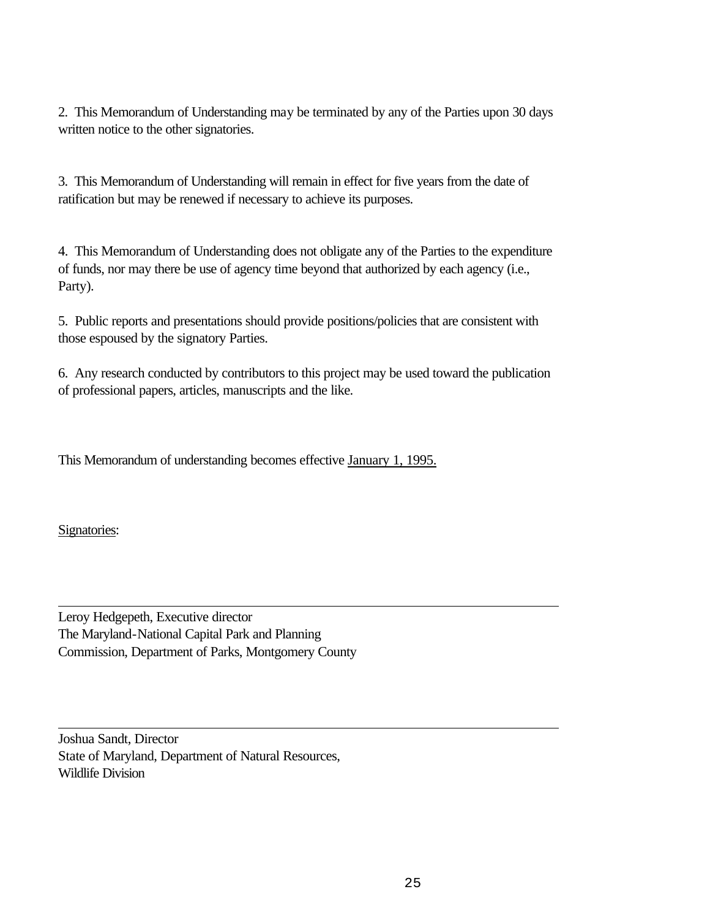2. This Memorandum of Understanding may be terminated by any of the Parties upon 30 days written notice to the other signatories.

3. This Memorandum of Understanding will remain in effect for five years from the date of ratification but may be renewed if necessary to achieve its purposes.

4. This Memorandum of Understanding does not obligate any of the Parties to the expenditure of funds, nor may there be use of agency time beyond that authorized by each agency (i.e., Party).

5. Public reports and presentations should provide positions/policies that are consistent with those espoused by the signatory Parties.

6. Any research conducted by contributors to this project may be used toward the publication of professional papers, articles, manuscripts and the like.

This Memorandum of understanding becomes effective <u>January 1, 1995.</u>

<u>Signatories</u>:

---

Leroy Hedgepeth, Executive director
The Maryland-National Capital Park and Planning
Commission, Department of Parks, Montgomery County

---

Joshua Sandt, Director
State of Maryland, Department of Natural Resources,
Wildlife Division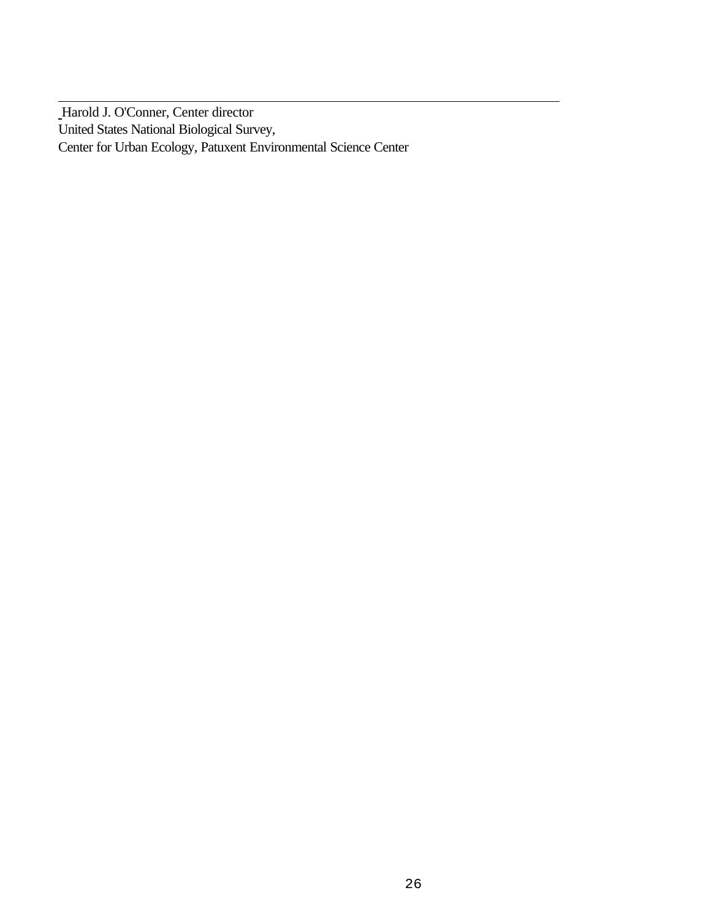Harold J. O'Conner, Center director
United States National Biological Survey,
Center for Urban Ecology, Patuxent Environmental Science Center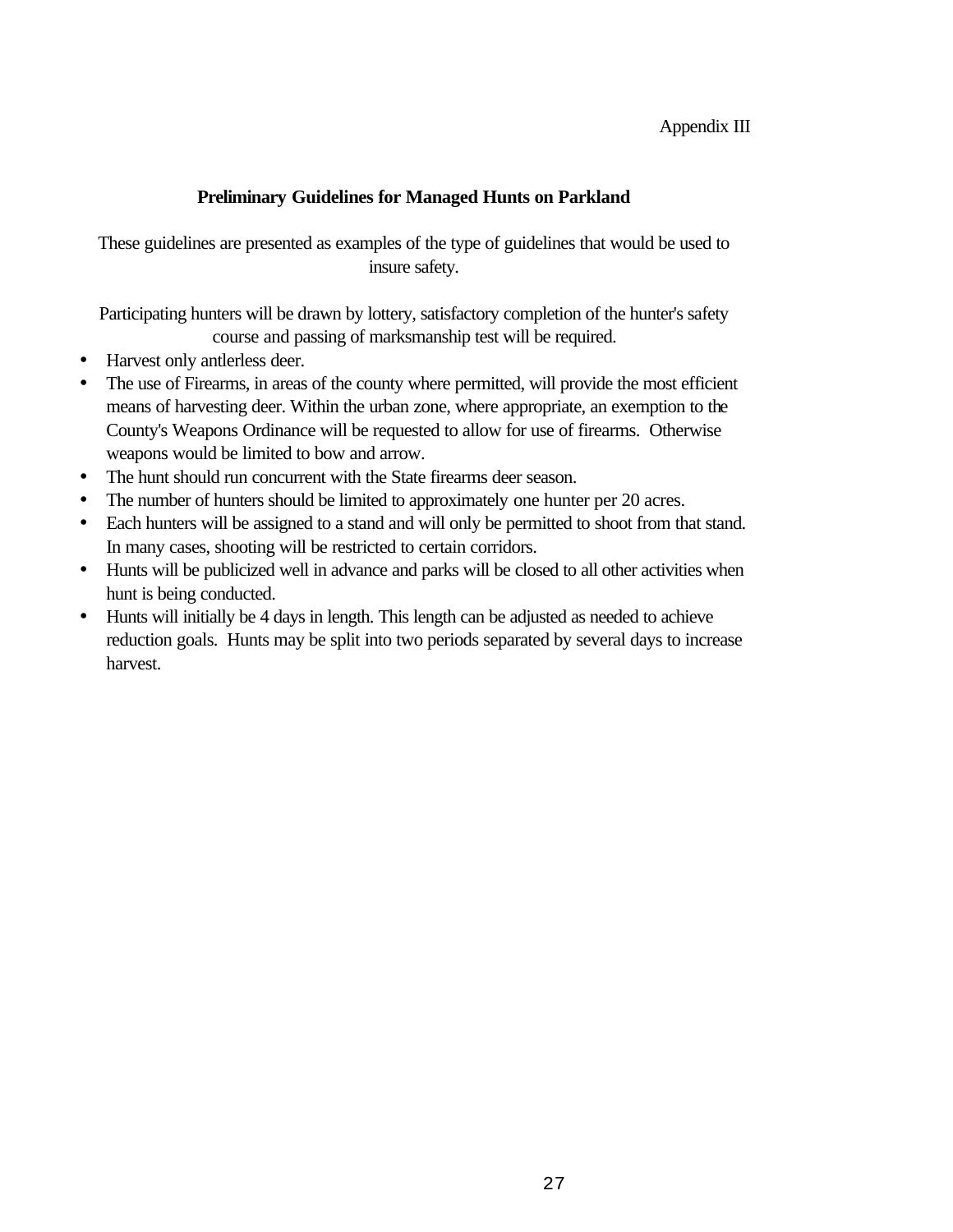Appendix III

## Preliminary Guidelines for Managed Hunts on Parkland

These guidelines are presented as examples of the type of guidelines that would be used to insure safety.

Participating hunters will be drawn by lottery, satisfactory completion of the hunter's safety course and passing of marksmanship test will be required.

- Harvest only antlerless deer.
- The use of Firearms, in areas of the county where permitted, will provide the most efficient means of harvesting deer. Within the urban zone, where appropriate, an exemption to the County's Weapons Ordinance will be requested to allow for use of firearms. Otherwise weapons would be limited to bow and arrow.
- The hunt should run concurrent with the State firearms deer season.
- The number of hunters should be limited to approximately one hunter per 20 acres.
- Each hunters will be assigned to a stand and will only be permitted to shoot from that stand. In many cases, shooting will be restricted to certain corridors.
- Hunts will be publicized well in advance and parks will be closed to all other activities when hunt is being conducted.
- Hunts will initially be 4 days in length. This length can be adjusted as needed to achieve reduction goals. Hunts may be split into two periods separated by several days to increase harvest.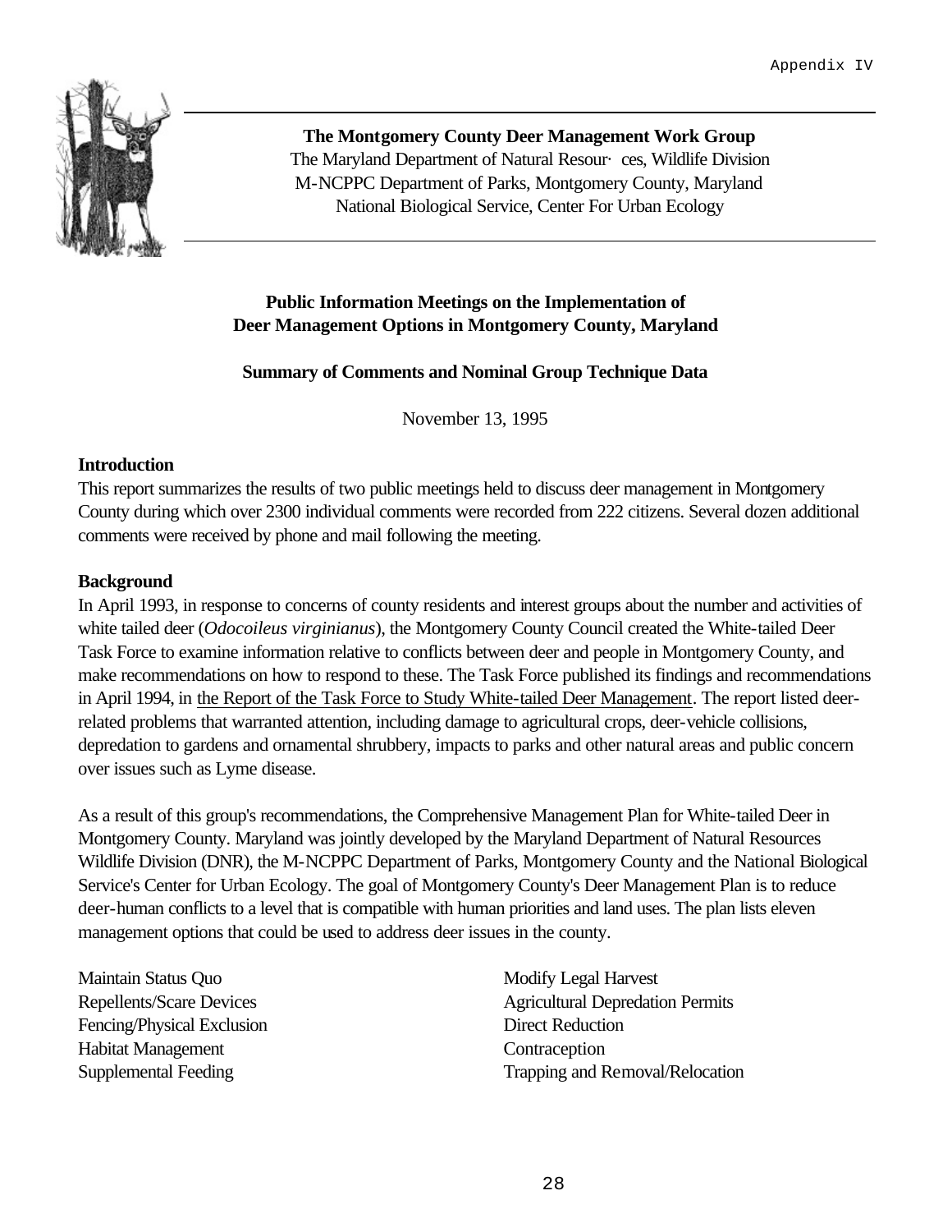Appendix IV

**The Montgomery County Deer Management Work Group**
The Maryland Department of Natural Resour· ces, Wildlife Division
M-NCPPC Department of Parks, Montgomery County, Maryland
National Biological Service, Center For Urban Ecology

## Public Information Meetings on the Implementation of Deer Management Options in Montgomery County, Maryland

### Summary of Comments and Nominal Group Technique Data

November 13, 1995

**Introduction**

This report summarizes the results of two public meetings held to discuss deer management in Montgomery County during which over 2300 individual comments were recorded from 222 citizens. Several dozen additional comments were received by phone and mail following the meeting.

**Background**

In April 1993, in response to concerns of county residents and interest groups about the number and activities of white tailed deer (*Odocoileus virginianus*), the Montgomery County Council created the White-tailed Deer Task Force to examine information relative to conflicts between deer and people in Montgomery County, and make recommendations on how to respond to these. The Task Force published its findings and recommendations in April 1994, in the Report of the Task Force to Study White-tailed Deer Management. The report listed deer-related problems that warranted attention, including damage to agricultural crops, deer-vehicle collisions, depredation to gardens and ornamental shrubbery, impacts to parks and other natural areas and public concern over issues such as Lyme disease.

As a result of this group's recommendations, the Comprehensive Management Plan for White-tailed Deer in Montgomery County. Maryland was jointly developed by the Maryland Department of Natural Resources Wildlife Division (DNR), the M-NCPPC Department of Parks, Montgomery County and the National Biological Service's Center for Urban Ecology. The goal of Montgomery County's Deer Management Plan is to reduce deer-human conflicts to a level that is compatible with human priorities and land uses. The plan lists eleven management options that could be used to address deer issues in the county.

- Maintain Status Quo
- Repellents/Scare Devices
- Fencing/Physical Exclusion
- Habitat Management
- Supplemental Feeding
- Modify Legal Harvest
- Agricultural Depredation Permits
- Direct Reduction
- Contraception
- Trapping and Removal/Relocation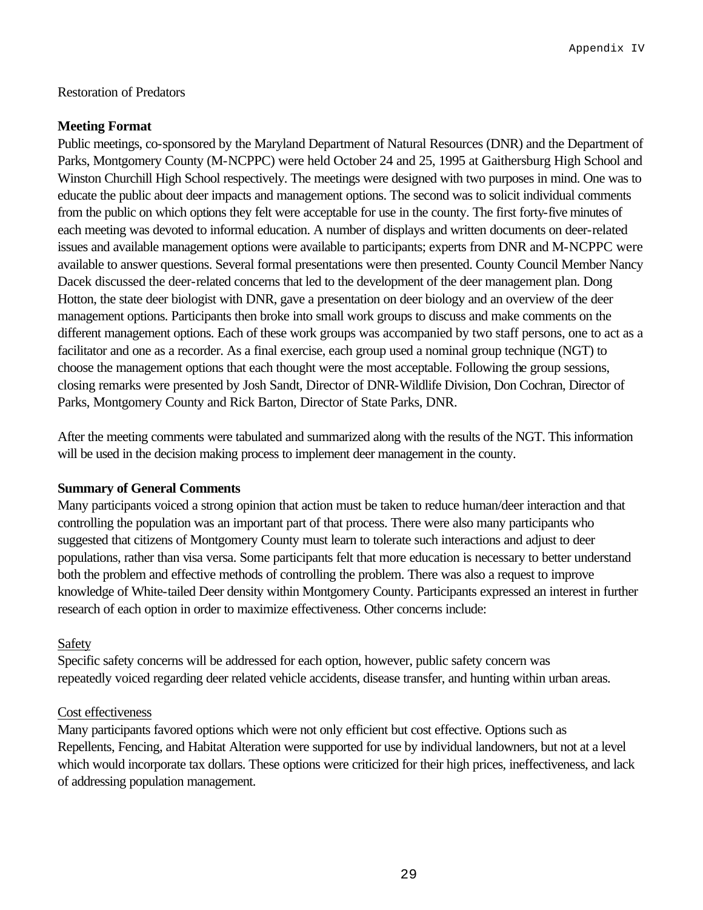Restoration of Predators

**Meeting Format**

Public meetings, co-sponsored by the Maryland Department of Natural Resources (DNR) and the Department of Parks, Montgomery County (M-NCPPC) were held October 24 and 25, 1995 at Gaithersburg High School and Winston Churchill High School respectively. The meetings were designed with two purposes in mind. One was to educate the public about deer impacts and management options. The second was to solicit individual comments from the public on which options they felt were acceptable for use in the county. The first forty-five minutes of each meeting was devoted to informal education. A number of displays and written documents on deer-related issues and available management options were available to participants; experts from DNR and M-NCPPC were available to answer questions. Several formal presentations were then presented. County Council Member Nancy Dacek discussed the deer-related concerns that led to the development of the deer management plan. Dong Hotton, the state deer biologist with DNR, gave a presentation on deer biology and an overview of the deer management options. Participants then broke into small work groups to discuss and make comments on the different management options. Each of these work groups was accompanied by two staff persons, one to act as a facilitator and one as a recorder. As a final exercise, each group used a nominal group technique (NGT) to choose the management options that each thought were the most acceptable. Following the group sessions, closing remarks were presented by Josh Sandt, Director of DNR-Wildlife Division, Don Cochran, Director of Parks, Montgomery County and Rick Barton, Director of State Parks, DNR.

After the meeting comments were tabulated and summarized along with the results of the NGT. This information will be used in the decision making process to implement deer management in the county.

**Summary of General Comments**

Many participants voiced a strong opinion that action must be taken to reduce human/deer interaction and that controlling the population was an important part of that process. There were also many participants who suggested that citizens of Montgomery County must learn to tolerate such interactions and adjust to deer populations, rather than visa versa. Some participants felt that more education is necessary to better understand both the problem and effective methods of controlling the problem. There was also a request to improve knowledge of White-tailed Deer density within Montgomery County. Participants expressed an interest in further research of each option in order to maximize effectiveness. Other concerns include:

Safety

Specific safety concerns will be addressed for each option, however, public safety concern was repeatedly voiced regarding deer related vehicle accidents, disease transfer, and hunting within urban areas.

Cost effectiveness

Many participants favored options which were not only efficient but cost effective. Options such as Repellents, Fencing, and Habitat Alteration were supported for use by individual landowners, but not at a level which would incorporate tax dollars. These options were criticized for their high prices, ineffectiveness, and lack of addressing population management.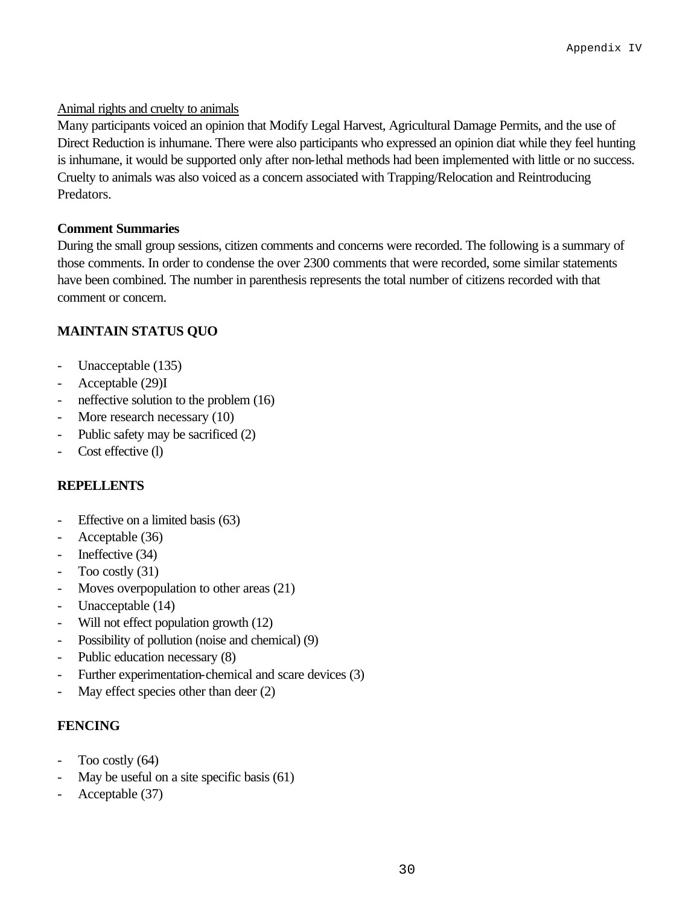Animal rights and cruelty to animals

Many participants voiced an opinion that Modify Legal Harvest, Agricultural Damage Permits, and the use of Direct Reduction is inhumane. There were also participants who expressed an opinion diat while they feel hunting is inhumane, it would be supported only after non-lethal methods had been implemented with little or no success. Cruelty to animals was also voiced as a concern associated with Trapping/Relocation and Reintroducing Predators.

**Comment Summaries**

During the small group sessions, citizen comments and concerns were recorded. The following is a summary of those comments. In order to condense the over 2300 comments that were recorded, some similar statements have been combined. The number in parenthesis represents the total number of citizens recorded with that comment or concern.

**MAINTAIN STATUS QUO**

- Unacceptable (135)
- Acceptable (29)I
- neffective solution to the problem (16)
- More research necessary (10)
- Public safety may be sacrificed (2)
- Cost effective (l)

**REPELLENTS**

- Effective on a limited basis (63)
- Acceptable (36)
- Ineffective (34)
- Too costly (31)
- Moves overpopulation to other areas (21)
- Unacceptable (14)
- Will not effect population growth (12)
- Possibility of pollution (noise and chemical) (9)
- Public education necessary (8)
- Further experimentation-chemical and scare devices (3)
- May effect species other than deer (2)

**FENCING**

- Too costly (64)
- May be useful on a site specific basis (61)
- Acceptable (37)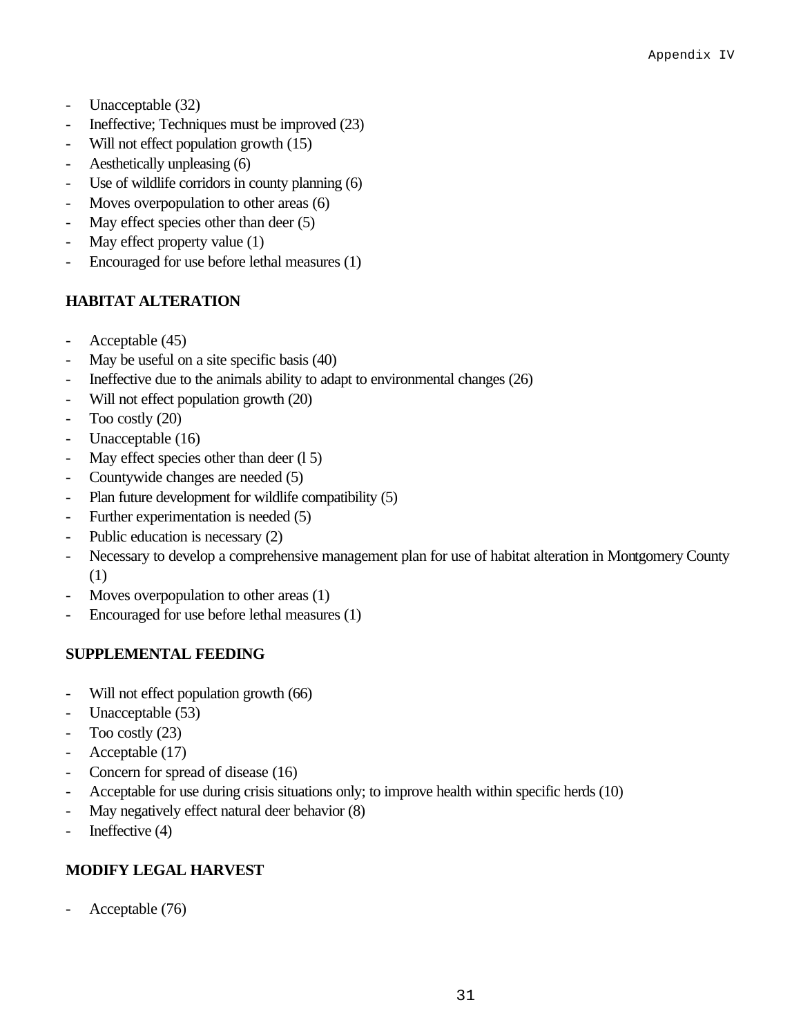- Unacceptable (32)
- Ineffective; Techniques must be improved (23)
- Will not effect population growth (15)
- Aesthetically unpleasing (6)
- Use of wildlife corridors in county planning (6)
- Moves overpopulation to other areas (6)
- May effect species other than deer (5)
- May effect property value (1)
- Encouraged for use before lethal measures (1)

**HABITAT ALTERATION**

- Acceptable (45)
- May be useful on a site specific basis (40)
- Ineffective due to the animals ability to adapt to environmental changes (26)
- Will not effect population growth (20)
- Too costly (20)
- Unacceptable (16)
- May effect species other than deer (l 5)
- Countywide changes are needed (5)
- Plan future development for wildlife compatibility (5)
- Further experimentation is needed (5)
- Public education is necessary (2)
- Necessary to develop a comprehensive management plan for use of habitat alteration in Montgomery County (1)
- Moves overpopulation to other areas (1)
- Encouraged for use before lethal measures (1)

**SUPPLEMENTAL FEEDING**

- Will not effect population growth (66)
- Unacceptable (53)
- Too costly (23)
- Acceptable (17)
- Concern for spread of disease (16)
- Acceptable for use during crisis situations only; to improve health within specific herds (10)
- May negatively effect natural deer behavior (8)
- Ineffective (4)

**MODIFY LEGAL HARVEST**

- Acceptable (76)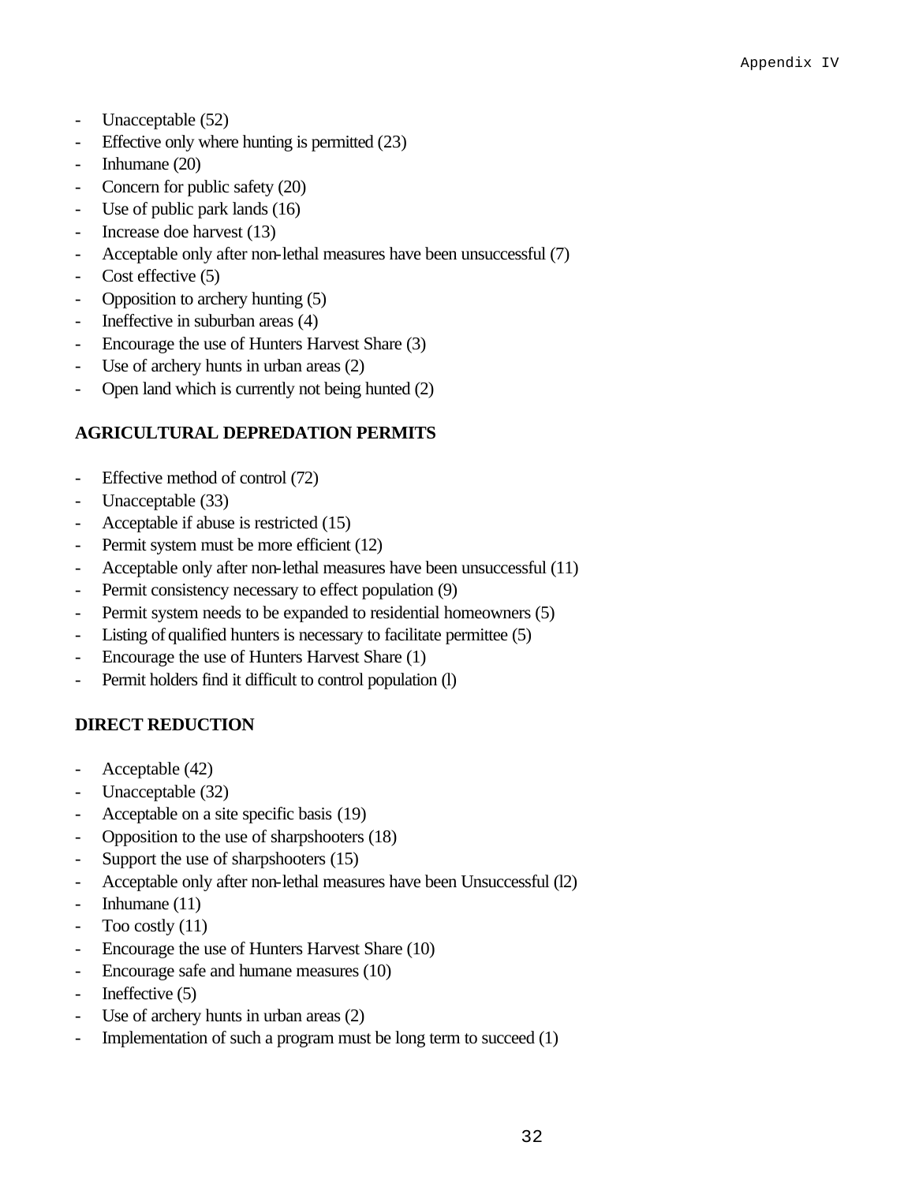- Unacceptable (52)
- Effective only where hunting is permitted (23)
- Inhumane (20)
- Concern for public safety (20)
- Use of public park lands (16)
- Increase doe harvest (13)
- Acceptable only after non-lethal measures have been unsuccessful (7)
- Cost effective (5)
- Opposition to archery hunting (5)
- Ineffective in suburban areas (4)
- Encourage the use of Hunters Harvest Share (3)
- Use of archery hunts in urban areas (2)
- Open land which is currently not being hunted (2)

**AGRICULTURAL DEPREDATION PERMITS**

- Effective method of control (72)
- Unacceptable (33)
- Acceptable if abuse is restricted (15)
- Permit system must be more efficient (12)
- Acceptable only after non-lethal measures have been unsuccessful (11)
- Permit consistency necessary to effect population (9)
- Permit system needs to be expanded to residential homeowners (5)
- Listing of qualified hunters is necessary to facilitate permittee (5)
- Encourage the use of Hunters Harvest Share (1)
- Permit holders find it difficult to control population (l)

**DIRECT REDUCTION**

- Acceptable (42)
- Unacceptable (32)
- Acceptable on a site specific basis (19)
- Opposition to the use of sharpshooters (18)
- Support the use of sharpshooters (15)
- Acceptable only after non-lethal measures have been Unsuccessful (l2)
- Inhumane (11)
- Too costly (11)
- Encourage the use of Hunters Harvest Share (10)
- Encourage safe and humane measures (10)
- Ineffective (5)
- Use of archery hunts in urban areas (2)
- Implementation of such a program must be long term to succeed (1)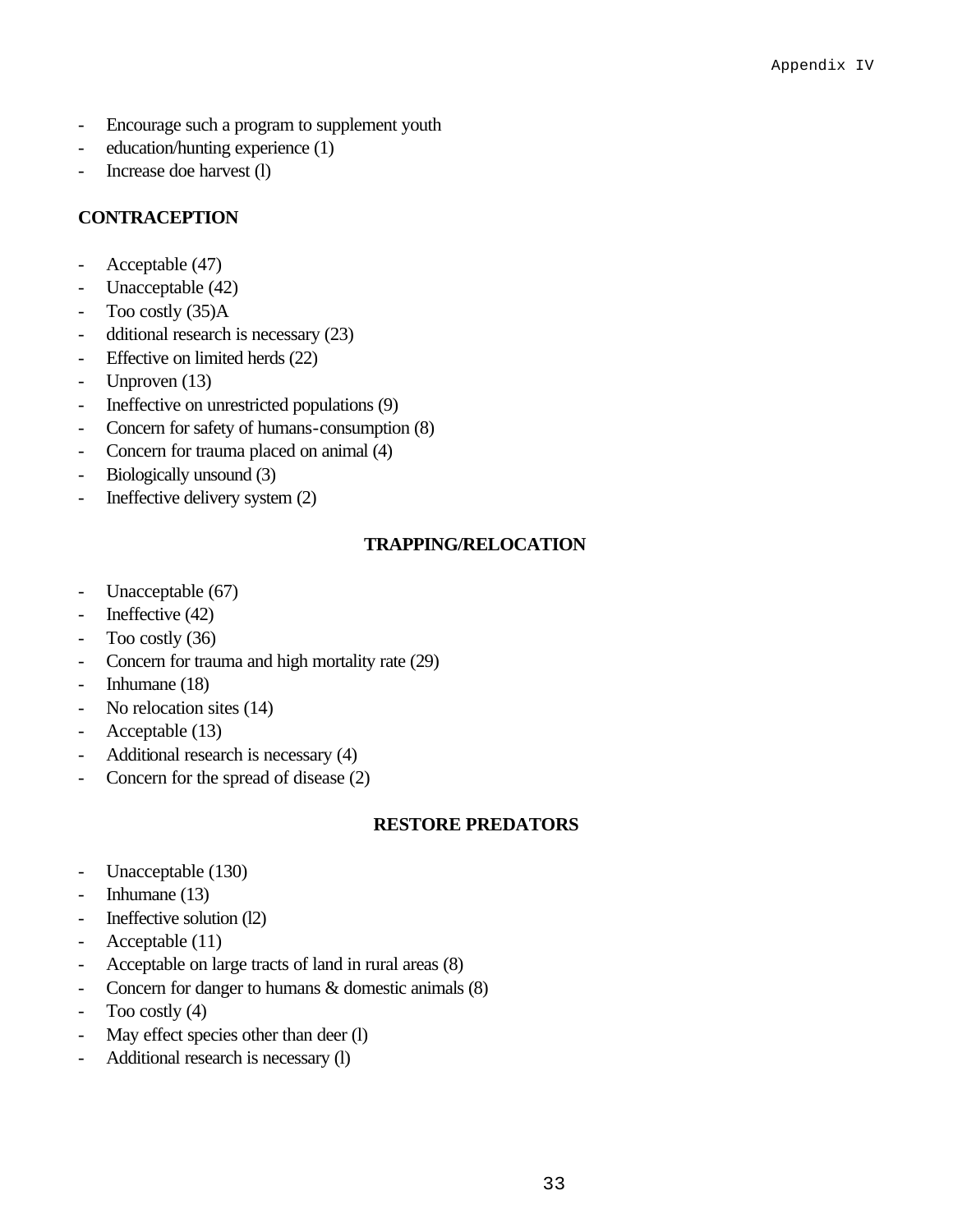- Encourage such a program to supplement youth
- education/hunting experience (1)
- Increase doe harvest (l)

**CONTRACEPTION**

- Acceptable (47)
- Unacceptable (42)
- Too costly (35)A
- dditional research is necessary (23)
- Effective on limited herds (22)
- Unproven (13)
- Ineffective on unrestricted populations (9)
- Concern for safety of humans-consumption (8)
- Concern for trauma placed on animal (4)
- Biologically unsound (3)
- Ineffective delivery system (2)

**TRAPPING/RELOCATION**

- Unacceptable (67)
- Ineffective (42)
- Too costly (36)
- Concern for trauma and high mortality rate (29)
- Inhumane (18)
- No relocation sites (14)
- Acceptable (13)
- Additional research is necessary (4)
- Concern for the spread of disease (2)

**RESTORE PREDATORS**

- Unacceptable (130)
- Inhumane (13)
- Ineffective solution (l2)
- Acceptable (11)
- Acceptable on large tracts of land in rural areas (8)
- Concern for danger to humans & domestic animals (8)
- Too costly (4)
- May effect species other than deer (l)
- Additional research is necessary (l)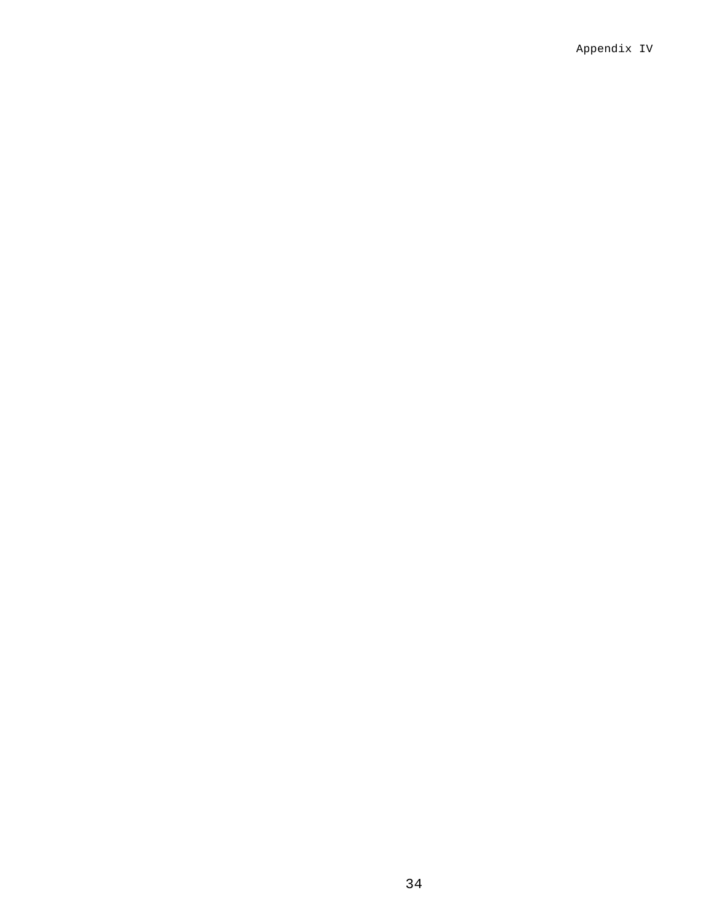Appendix IV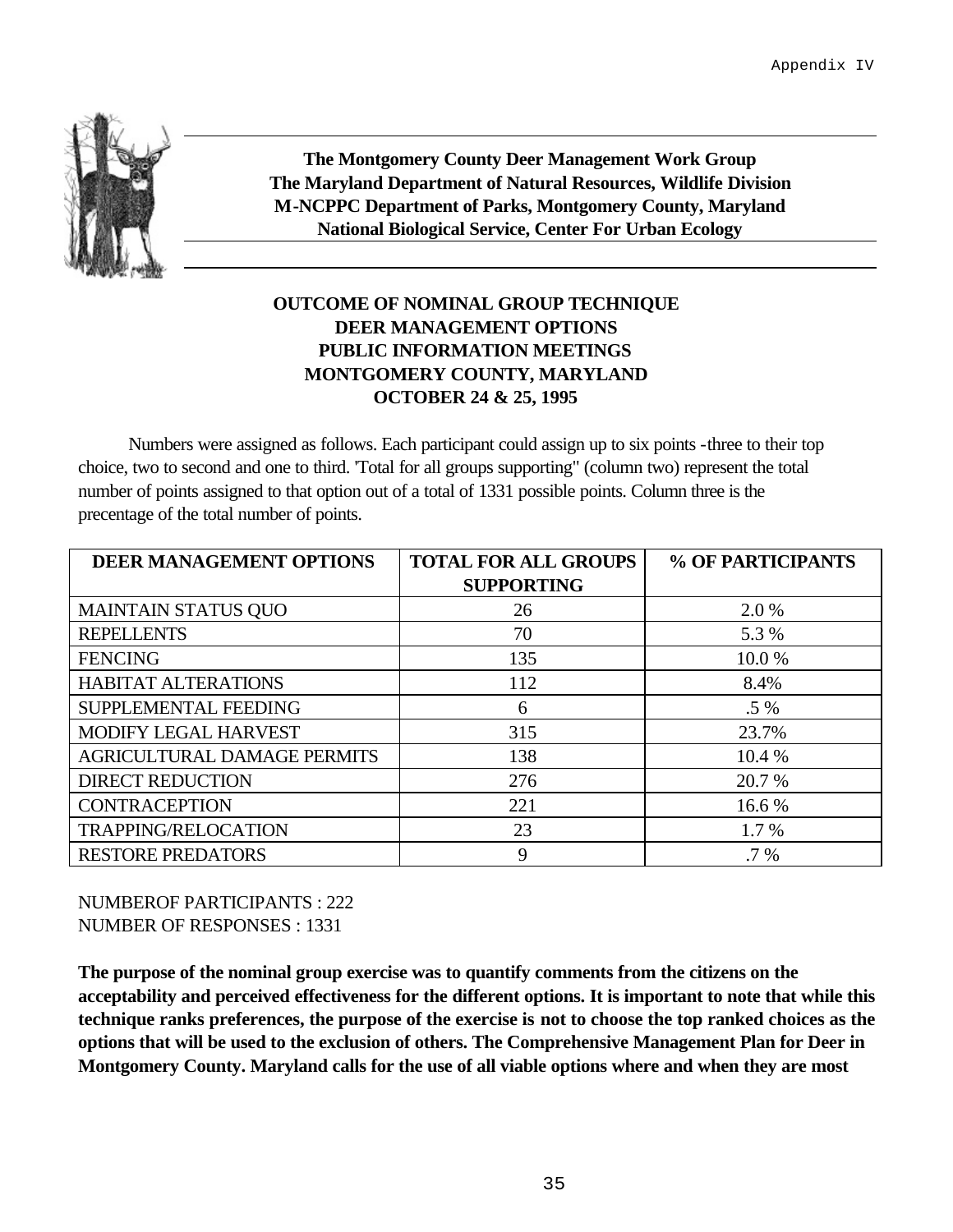**The Montgomery County Deer Management Work Group**
**The Maryland Department of Natural Resources, Wildlife Division**
**M-NCPPC Department of Parks, Montgomery County, Maryland**
**National Biological Service, Center For Urban Ecology**

## OUTCOME OF NOMINAL GROUP TECHNIQUE
## DEER MANAGEMENT OPTIONS
## PUBLIC INFORMATION MEETINGS
## MONTGOMERY COUNTY, MARYLAND
## OCTOBER 24 & 25, 1995

Numbers were assigned as follows. Each participant could assign up to six points -three to their top choice, two to second and one to third. 'Total for all groups supporting" (column two) represent the total number of points assigned to that option out of a total of 1331 possible points. Column three is the precentage of the total number of points.

| DEER MANAGEMENT OPTIONS | TOTAL FOR ALL GROUPS SUPPORTING | % OF PARTICIPANTS |
|---|---|---|
| MAINTAIN STATUS QUO | 26 | 2.0 % |
| REPELLENTS | 70 | 5.3 % |
| FENCING | 135 | 10.0 % |
| HABITAT ALTERATIONS | 112 | 8.4% |
| SUPPLEMENTAL FEEDING | 6 | .5 % |
| MODIFY LEGAL HARVEST | 315 | 23.7% |
| AGRICULTURAL DAMAGE PERMITS | 138 | 10.4 % |
| DIRECT REDUCTION | 276 | 20.7 % |
| CONTRACEPTION | 221 | 16.6 % |
| TRAPPING/RELOCATION | 23 | 1.7 % |
| RESTORE PREDATORS | 9 | .7 % |

NUMBEROF PARTICIPANTS : 222
NUMBER OF RESPONSES : 1331

**The purpose of the nominal group exercise was to quantify comments from the citizens on the acceptability and perceived effectiveness for the different options. It is important to note that while this technique ranks preferences, the purpose of the exercise is not to choose the top ranked choices as the options that will be used to the exclusion of others. The Comprehensive Management Plan for Deer in Montgomery County. Maryland calls for the use of all viable options where and when they are most**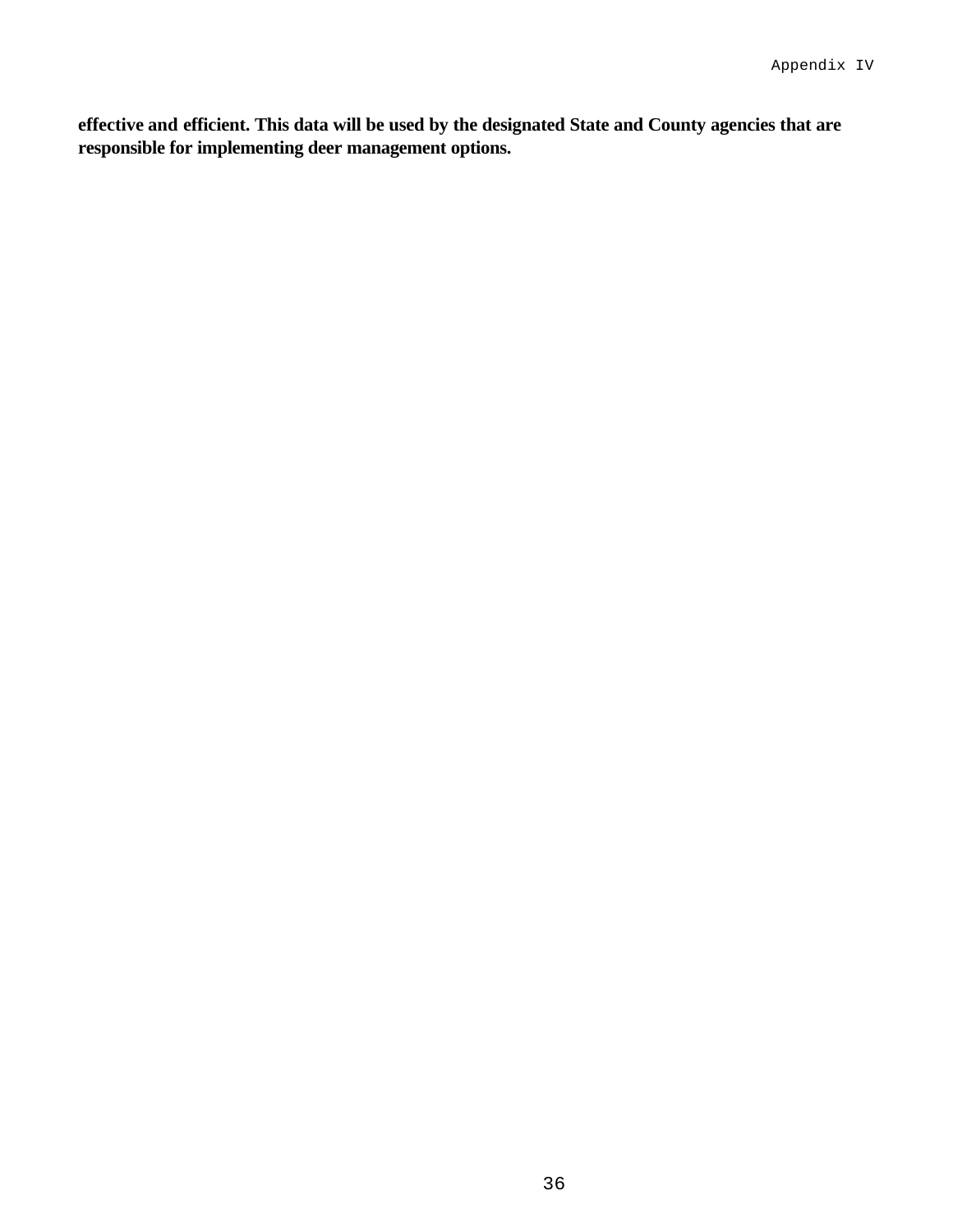**effective and efficient. This data will be used by the designated State and County agencies that are responsible for implementing deer management options.**